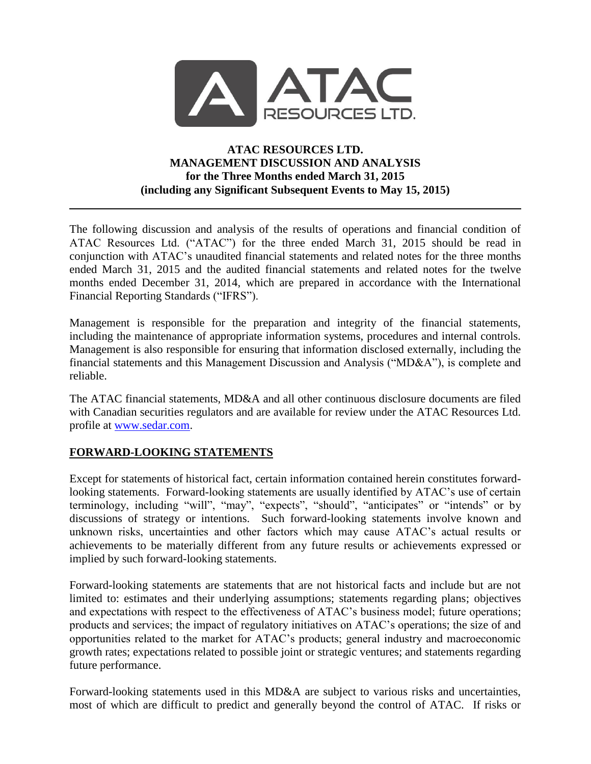# ATAC RESOURCES LTD.
## MANAGEMENT DISCUSSION AND ANALYSIS
## for the Three Months ended March 31, 2015
## (including any Significant Subsequent Events to May 15, 2015)

---

The following discussion and analysis of the results of operations and financial condition of ATAC Resources Ltd. ("ATAC") for the three ended March 31, 2015 should be read in conjunction with ATAC's unaudited financial statements and related notes for the three months ended March 31, 2015 and the audited financial statements and related notes for the twelve months ended December 31, 2014, which are prepared in accordance with the International Financial Reporting Standards ("IFRS").

Management is responsible for the preparation and integrity of the financial statements, including the maintenance of appropriate information systems, procedures and internal controls. Management is also responsible for ensuring that information disclosed externally, including the financial statements and this Management Discussion and Analysis ("MD&A"), is complete and reliable.

The ATAC financial statements, MD&A and all other continuous disclosure documents are filed with Canadian securities regulators and are available for review under the ATAC Resources Ltd. profile at www.sedar.com.

## FORWARD-LOOKING STATEMENTS

Except for statements of historical fact, certain information contained herein constitutes forward-looking statements. Forward-looking statements are usually identified by ATAC's use of certain terminology, including "will", "may", "expects", "should", "anticipates" or "intends" or by discussions of strategy or intentions. Such forward-looking statements involve known and unknown risks, uncertainties and other factors which may cause ATAC's actual results or achievements to be materially different from any future results or achievements expressed or implied by such forward-looking statements.

Forward-looking statements are statements that are not historical facts and include but are not limited to: estimates and their underlying assumptions; statements regarding plans; objectives and expectations with respect to the effectiveness of ATAC's business model; future operations; products and services; the impact of regulatory initiatives on ATAC's operations; the size of and opportunities related to the market for ATAC's products; general industry and macroeconomic growth rates; expectations related to possible joint or strategic ventures; and statements regarding future performance.

Forward-looking statements used in this MD&A are subject to various risks and uncertainties, most of which are difficult to predict and generally beyond the control of ATAC. If risks or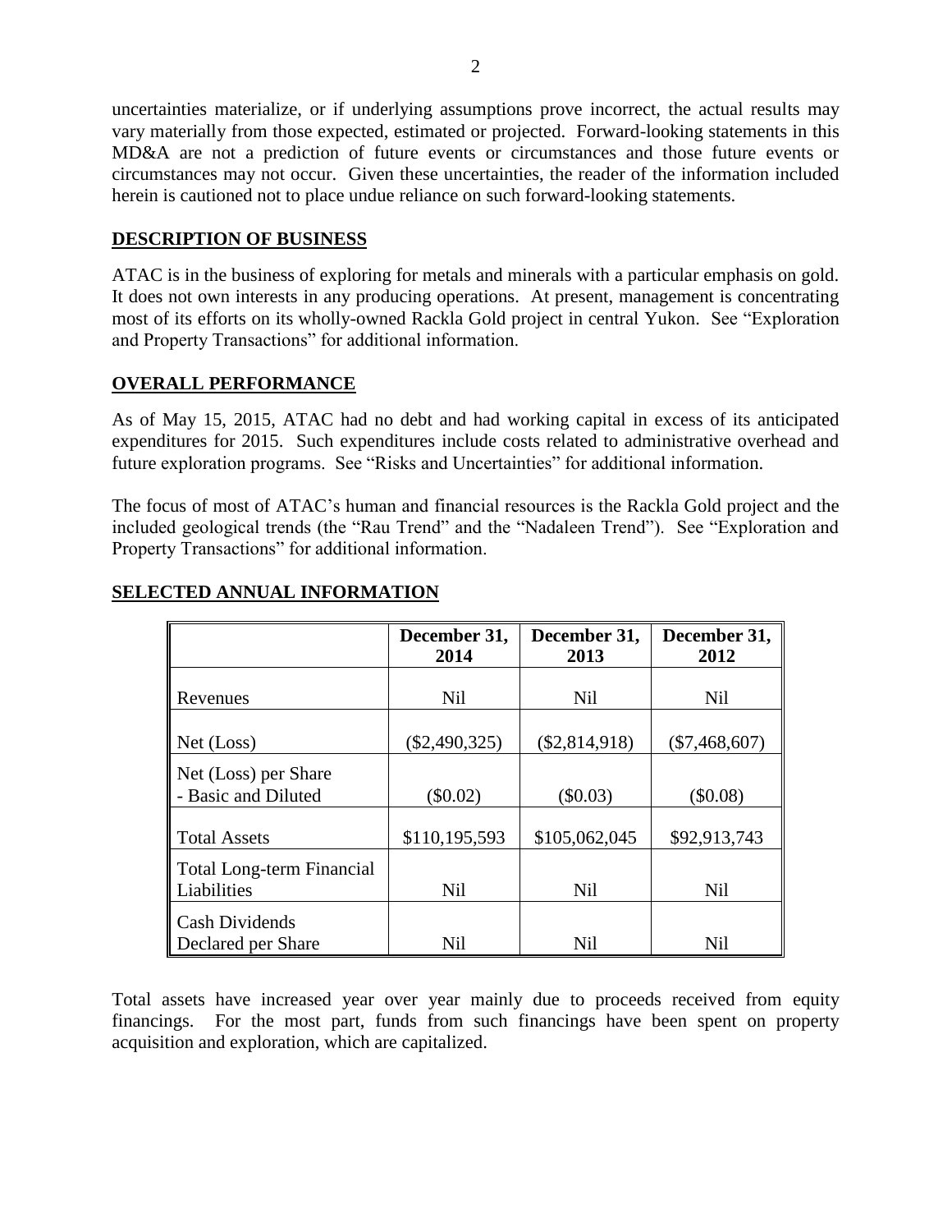uncertainties materialize, or if underlying assumptions prove incorrect, the actual results may vary materially from those expected, estimated or projected. Forward-looking statements in this MD&A are not a prediction of future events or circumstances and those future events or circumstances may not occur. Given these uncertainties, the reader of the information included herein is cautioned not to place undue reliance on such forward-looking statements.

## DESCRIPTION OF BUSINESS

ATAC is in the business of exploring for metals and minerals with a particular emphasis on gold. It does not own interests in any producing operations. At present, management is concentrating most of its efforts on its wholly-owned Rackla Gold project in central Yukon. See "Exploration and Property Transactions" for additional information.

## OVERALL PERFORMANCE

As of May 15, 2015, ATAC had no debt and had working capital in excess of its anticipated expenditures for 2015. Such expenditures include costs related to administrative overhead and future exploration programs. See "Risks and Uncertainties" for additional information.

The focus of most of ATAC's human and financial resources is the Rackla Gold project and the included geological trends (the "Rau Trend" and the "Nadaleen Trend"). See "Exploration and Property Transactions" for additional information.

## SELECTED ANNUAL INFORMATION

| | December 31, 2014 | December 31, 2013 | December 31, 2012 |
|---|---|---|---|
| Revenues | Nil | Nil | Nil |
| Net (Loss) | ($2,490,325) | ($2,814,918) | ($7,468,607) |
| Net (Loss) per Share - Basic and Diluted | ($0.02) | ($0.03) | ($0.08) |
| Total Assets | $110,195,593 | $105,062,045 | $92,913,743 |
| Total Long-term Financial Liabilities | Nil | Nil | Nil |
| Cash Dividends Declared per Share | Nil | Nil | Nil |

Total assets have increased year over year mainly due to proceeds received from equity financings. For the most part, funds from such financings have been spent on property acquisition and exploration, which are capitalized.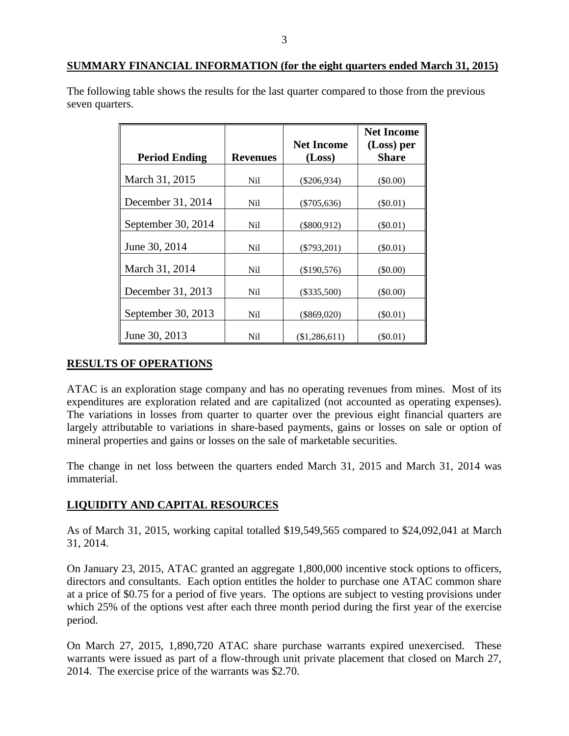## SUMMARY FINANCIAL INFORMATION (for the eight quarters ended March 31, 2015)

The following table shows the results for the last quarter compared to those from the previous seven quarters.

| Period Ending | Revenues | Net Income (Loss) | Net Income (Loss) per Share |
|---|---|---|---|
| March 31, 2015 | Nil | ($206,934) | ($0.00) |
| December 31, 2014 | Nil | ($705,636) | ($0.01) |
| September 30, 2014 | Nil | ($800,912) | ($0.01) |
| June 30, 2014 | Nil | ($793,201) | ($0.01) |
| March 31, 2014 | Nil | ($190,576) | ($0.00) |
| December 31, 2013 | Nil | ($335,500) | ($0.00) |
| September 30, 2013 | Nil | ($869,020) | ($0.01) |
| June 30, 2013 | Nil | ($1,286,611) | ($0.01) |

## RESULTS OF OPERATIONS

ATAC is an exploration stage company and has no operating revenues from mines. Most of its expenditures are exploration related and are capitalized (not accounted as operating expenses). The variations in losses from quarter to quarter over the previous eight financial quarters are largely attributable to variations in share-based payments, gains or losses on sale or option of mineral properties and gains or losses on the sale of marketable securities.

The change in net loss between the quarters ended March 31, 2015 and March 31, 2014 was immaterial.

## LIQUIDITY AND CAPITAL RESOURCES

As of March 31, 2015, working capital totalled $19,549,565 compared to $24,092,041 at March 31, 2014.

On January 23, 2015, ATAC granted an aggregate 1,800,000 incentive stock options to officers, directors and consultants. Each option entitles the holder to purchase one ATAC common share at a price of $0.75 for a period of five years. The options are subject to vesting provisions under which 25% of the options vest after each three month period during the first year of the exercise period.

On March 27, 2015, 1,890,720 ATAC share purchase warrants expired unexercised. These warrants were issued as part of a flow-through unit private placement that closed on March 27, 2014. The exercise price of the warrants was $2.70.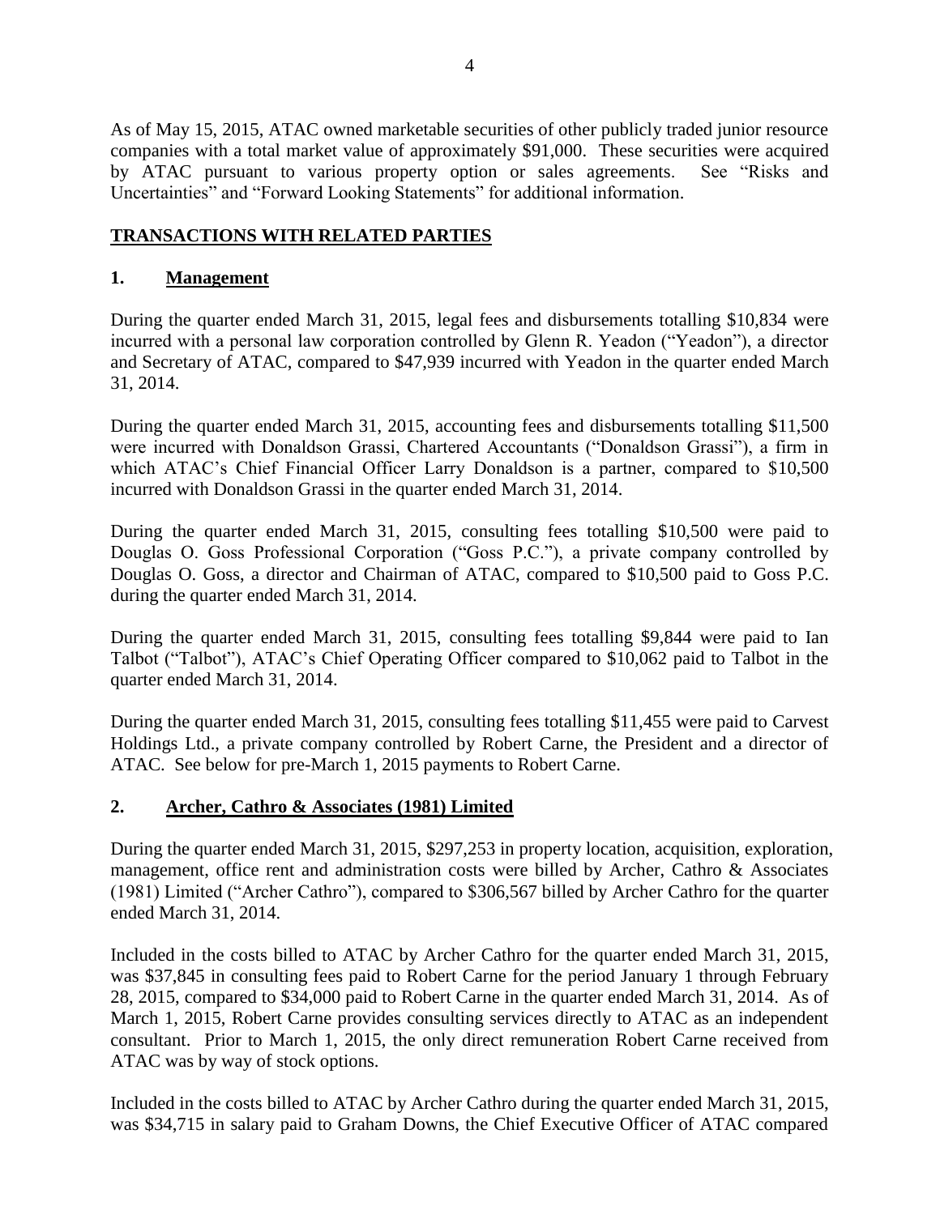As of May 15, 2015, ATAC owned marketable securities of other publicly traded junior resource companies with a total market value of approximately $91,000. These securities were acquired by ATAC pursuant to various property option or sales agreements. See "Risks and Uncertainties" and "Forward Looking Statements" for additional information.

## TRANSACTIONS WITH RELATED PARTIES

### 1. Management

During the quarter ended March 31, 2015, legal fees and disbursements totalling $10,834 were incurred with a personal law corporation controlled by Glenn R. Yeadon ("Yeadon"), a director and Secretary of ATAC, compared to $47,939 incurred with Yeadon in the quarter ended March 31, 2014.

During the quarter ended March 31, 2015, accounting fees and disbursements totalling $11,500 were incurred with Donaldson Grassi, Chartered Accountants ("Donaldson Grassi"), a firm in which ATAC's Chief Financial Officer Larry Donaldson is a partner, compared to $10,500 incurred with Donaldson Grassi in the quarter ended March 31, 2014.

During the quarter ended March 31, 2015, consulting fees totalling $10,500 were paid to Douglas O. Goss Professional Corporation ("Goss P.C."), a private company controlled by Douglas O. Goss, a director and Chairman of ATAC, compared to $10,500 paid to Goss P.C. during the quarter ended March 31, 2014.

During the quarter ended March 31, 2015, consulting fees totalling $9,844 were paid to Ian Talbot ("Talbot"), ATAC's Chief Operating Officer compared to $10,062 paid to Talbot in the quarter ended March 31, 2014.

During the quarter ended March 31, 2015, consulting fees totalling $11,455 were paid to Carvest Holdings Ltd., a private company controlled by Robert Carne, the President and a director of ATAC. See below for pre-March 1, 2015 payments to Robert Carne.

### 2. Archer, Cathro & Associates (1981) Limited

During the quarter ended March 31, 2015, $297,253 in property location, acquisition, exploration, management, office rent and administration costs were billed by Archer, Cathro & Associates (1981) Limited ("Archer Cathro"), compared to $306,567 billed by Archer Cathro for the quarter ended March 31, 2014.

Included in the costs billed to ATAC by Archer Cathro for the quarter ended March 31, 2015, was $37,845 in consulting fees paid to Robert Carne for the period January 1 through February 28, 2015, compared to $34,000 paid to Robert Carne in the quarter ended March 31, 2014. As of March 1, 2015, Robert Carne provides consulting services directly to ATAC as an independent consultant. Prior to March 1, 2015, the only direct remuneration Robert Carne received from ATAC was by way of stock options.

Included in the costs billed to ATAC by Archer Cathro during the quarter ended March 31, 2015, was $34,715 in salary paid to Graham Downs, the Chief Executive Officer of ATAC compared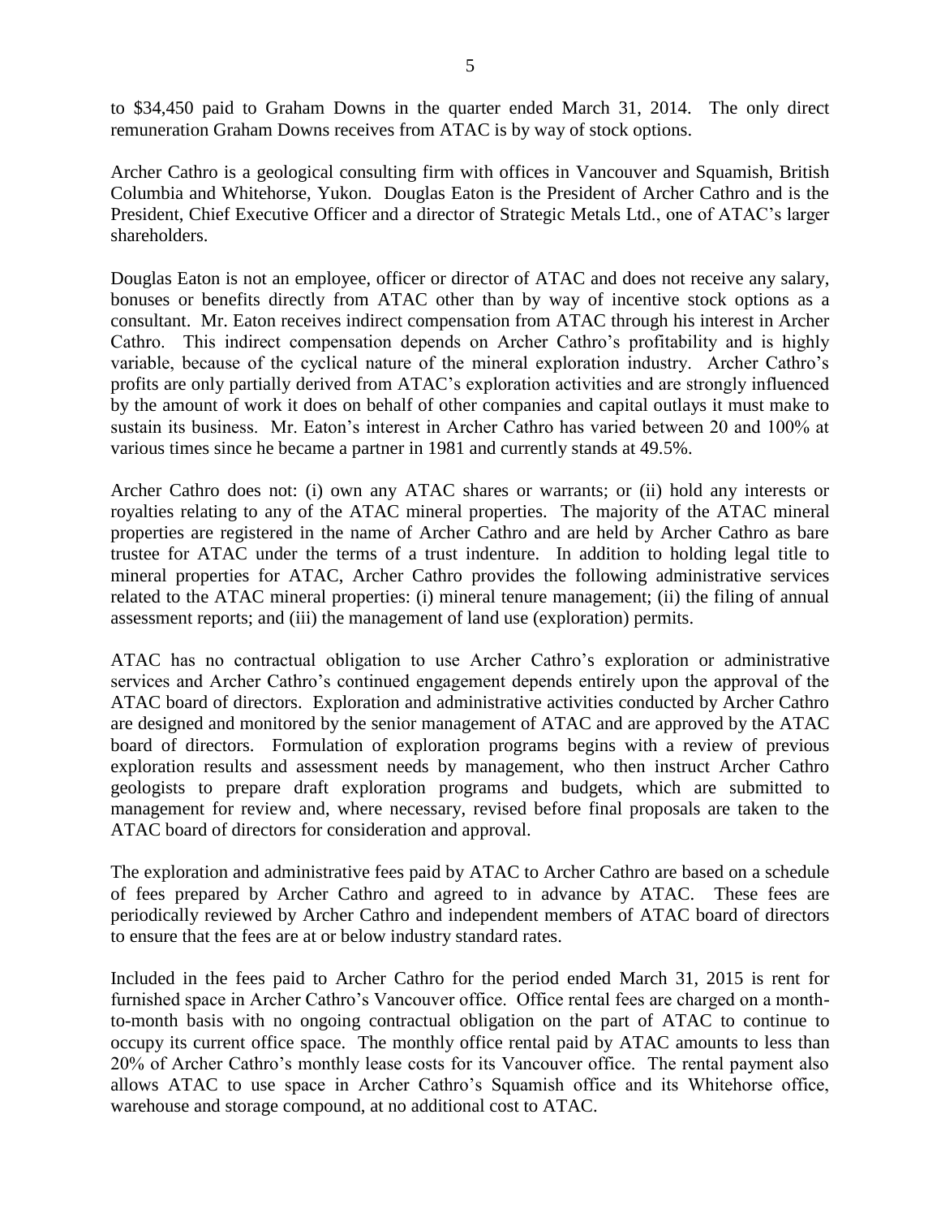to $34,450 paid to Graham Downs in the quarter ended March 31, 2014. The only direct remuneration Graham Downs receives from ATAC is by way of stock options.

Archer Cathro is a geological consulting firm with offices in Vancouver and Squamish, British Columbia and Whitehorse, Yukon. Douglas Eaton is the President of Archer Cathro and is the President, Chief Executive Officer and a director of Strategic Metals Ltd., one of ATAC's larger shareholders.

Douglas Eaton is not an employee, officer or director of ATAC and does not receive any salary, bonuses or benefits directly from ATAC other than by way of incentive stock options as a consultant. Mr. Eaton receives indirect compensation from ATAC through his interest in Archer Cathro. This indirect compensation depends on Archer Cathro's profitability and is highly variable, because of the cyclical nature of the mineral exploration industry. Archer Cathro's profits are only partially derived from ATAC's exploration activities and are strongly influenced by the amount of work it does on behalf of other companies and capital outlays it must make to sustain its business. Mr. Eaton's interest in Archer Cathro has varied between 20 and 100% at various times since he became a partner in 1981 and currently stands at 49.5%.

Archer Cathro does not: (i) own any ATAC shares or warrants; or (ii) hold any interests or royalties relating to any of the ATAC mineral properties. The majority of the ATAC mineral properties are registered in the name of Archer Cathro and are held by Archer Cathro as bare trustee for ATAC under the terms of a trust indenture. In addition to holding legal title to mineral properties for ATAC, Archer Cathro provides the following administrative services related to the ATAC mineral properties: (i) mineral tenure management; (ii) the filing of annual assessment reports; and (iii) the management of land use (exploration) permits.

ATAC has no contractual obligation to use Archer Cathro's exploration or administrative services and Archer Cathro's continued engagement depends entirely upon the approval of the ATAC board of directors. Exploration and administrative activities conducted by Archer Cathro are designed and monitored by the senior management of ATAC and are approved by the ATAC board of directors. Formulation of exploration programs begins with a review of previous exploration results and assessment needs by management, who then instruct Archer Cathro geologists to prepare draft exploration programs and budgets, which are submitted to management for review and, where necessary, revised before final proposals are taken to the ATAC board of directors for consideration and approval.

The exploration and administrative fees paid by ATAC to Archer Cathro are based on a schedule of fees prepared by Archer Cathro and agreed to in advance by ATAC. These fees are periodically reviewed by Archer Cathro and independent members of ATAC board of directors to ensure that the fees are at or below industry standard rates.

Included in the fees paid to Archer Cathro for the period ended March 31, 2015 is rent for furnished space in Archer Cathro's Vancouver office. Office rental fees are charged on a month-to-month basis with no ongoing contractual obligation on the part of ATAC to continue to occupy its current office space. The monthly office rental paid by ATAC amounts to less than 20% of Archer Cathro's monthly lease costs for its Vancouver office. The rental payment also allows ATAC to use space in Archer Cathro's Squamish office and its Whitehorse office, warehouse and storage compound, at no additional cost to ATAC.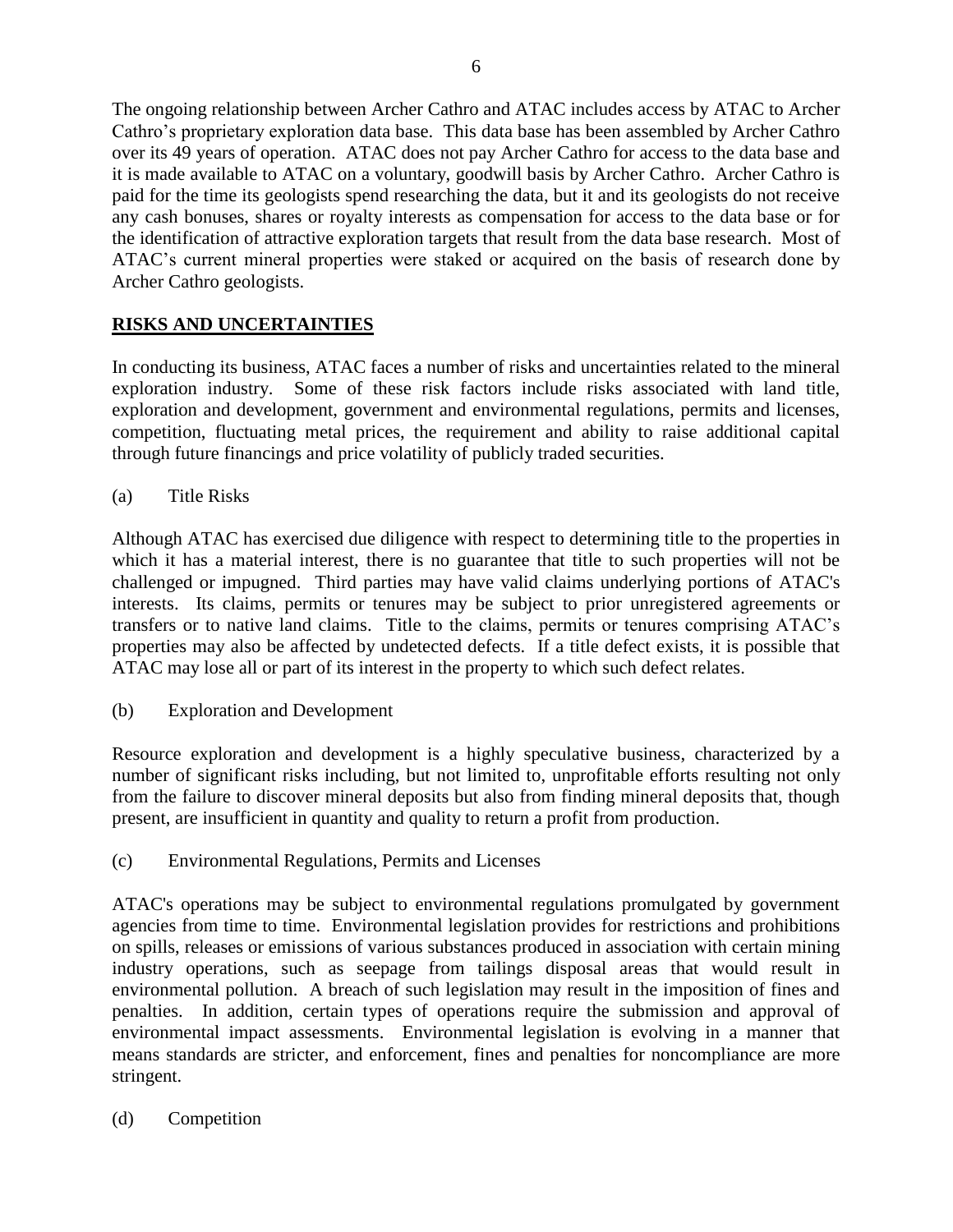The ongoing relationship between Archer Cathro and ATAC includes access by ATAC to Archer Cathro's proprietary exploration data base. This data base has been assembled by Archer Cathro over its 49 years of operation. ATAC does not pay Archer Cathro for access to the data base and it is made available to ATAC on a voluntary, goodwill basis by Archer Cathro. Archer Cathro is paid for the time its geologists spend researching the data, but it and its geologists do not receive any cash bonuses, shares or royalty interests as compensation for access to the data base or for the identification of attractive exploration targets that result from the data base research. Most of ATAC's current mineral properties were staked or acquired on the basis of research done by Archer Cathro geologists.

## RISKS AND UNCERTAINTIES

In conducting its business, ATAC faces a number of risks and uncertainties related to the mineral exploration industry. Some of these risk factors include risks associated with land title, exploration and development, government and environmental regulations, permits and licenses, competition, fluctuating metal prices, the requirement and ability to raise additional capital through future financings and price volatility of publicly traded securities.

(a) Title Risks

Although ATAC has exercised due diligence with respect to determining title to the properties in which it has a material interest, there is no guarantee that title to such properties will not be challenged or impugned. Third parties may have valid claims underlying portions of ATAC's interests. Its claims, permits or tenures may be subject to prior unregistered agreements or transfers or to native land claims. Title to the claims, permits or tenures comprising ATAC's properties may also be affected by undetected defects. If a title defect exists, it is possible that ATAC may lose all or part of its interest in the property to which such defect relates.

(b) Exploration and Development

Resource exploration and development is a highly speculative business, characterized by a number of significant risks including, but not limited to, unprofitable efforts resulting not only from the failure to discover mineral deposits but also from finding mineral deposits that, though present, are insufficient in quantity and quality to return a profit from production.

(c) Environmental Regulations, Permits and Licenses

ATAC's operations may be subject to environmental regulations promulgated by government agencies from time to time. Environmental legislation provides for restrictions and prohibitions on spills, releases or emissions of various substances produced in association with certain mining industry operations, such as seepage from tailings disposal areas that would result in environmental pollution. A breach of such legislation may result in the imposition of fines and penalties. In addition, certain types of operations require the submission and approval of environmental impact assessments. Environmental legislation is evolving in a manner that means standards are stricter, and enforcement, fines and penalties for noncompliance are more stringent.

(d) Competition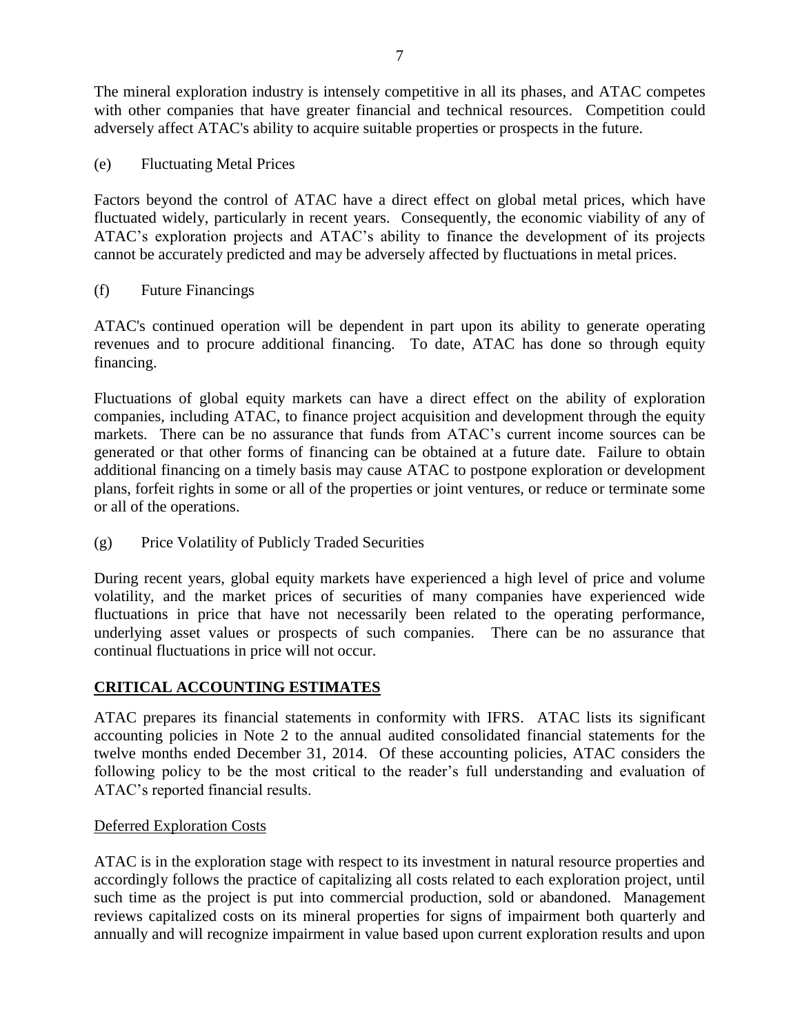The mineral exploration industry is intensely competitive in all its phases, and ATAC competes with other companies that have greater financial and technical resources. Competition could adversely affect ATAC's ability to acquire suitable properties or prospects in the future.

(e) Fluctuating Metal Prices

Factors beyond the control of ATAC have a direct effect on global metal prices, which have fluctuated widely, particularly in recent years. Consequently, the economic viability of any of ATAC's exploration projects and ATAC's ability to finance the development of its projects cannot be accurately predicted and may be adversely affected by fluctuations in metal prices.

(f) Future Financings

ATAC's continued operation will be dependent in part upon its ability to generate operating revenues and to procure additional financing. To date, ATAC has done so through equity financing.

Fluctuations of global equity markets can have a direct effect on the ability of exploration companies, including ATAC, to finance project acquisition and development through the equity markets. There can be no assurance that funds from ATAC's current income sources can be generated or that other forms of financing can be obtained at a future date. Failure to obtain additional financing on a timely basis may cause ATAC to postpone exploration or development plans, forfeit rights in some or all of the properties or joint ventures, or reduce or terminate some or all of the operations.

(g) Price Volatility of Publicly Traded Securities

During recent years, global equity markets have experienced a high level of price and volume volatility, and the market prices of securities of many companies have experienced wide fluctuations in price that have not necessarily been related to the operating performance, underlying asset values or prospects of such companies. There can be no assurance that continual fluctuations in price will not occur.

## CRITICAL ACCOUNTING ESTIMATES

ATAC prepares its financial statements in conformity with IFRS. ATAC lists its significant accounting policies in Note 2 to the annual audited consolidated financial statements for the twelve months ended December 31, 2014. Of these accounting policies, ATAC considers the following policy to be the most critical to the reader's full understanding and evaluation of ATAC's reported financial results.

### Deferred Exploration Costs

ATAC is in the exploration stage with respect to its investment in natural resource properties and accordingly follows the practice of capitalizing all costs related to each exploration project, until such time as the project is put into commercial production, sold or abandoned. Management reviews capitalized costs on its mineral properties for signs of impairment both quarterly and annually and will recognize impairment in value based upon current exploration results and upon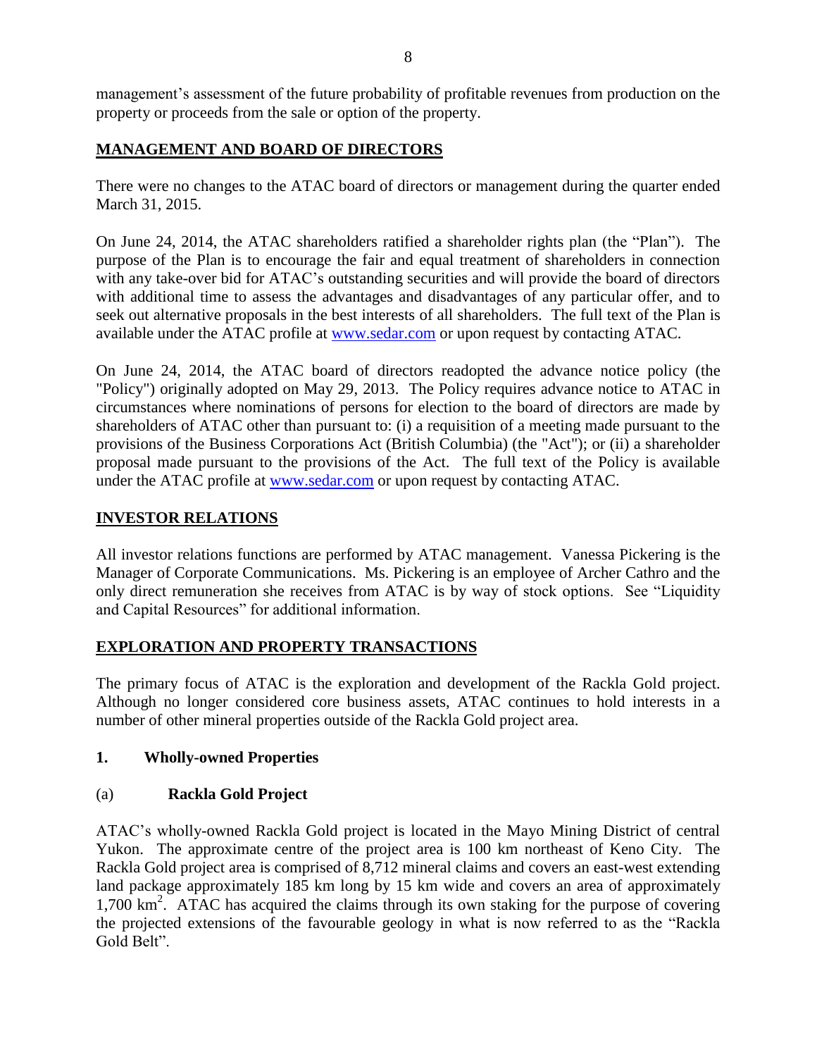management's assessment of the future probability of profitable revenues from production on the property or proceeds from the sale or option of the property.

## MANAGEMENT AND BOARD OF DIRECTORS

There were no changes to the ATAC board of directors or management during the quarter ended March 31, 2015.

On June 24, 2014, the ATAC shareholders ratified a shareholder rights plan (the "Plan"). The purpose of the Plan is to encourage the fair and equal treatment of shareholders in connection with any take-over bid for ATAC's outstanding securities and will provide the board of directors with additional time to assess the advantages and disadvantages of any particular offer, and to seek out alternative proposals in the best interests of all shareholders. The full text of the Plan is available under the ATAC profile at [www.sedar.com](http://www.sedar.com) or upon request by contacting ATAC.

On June 24, 2014, the ATAC board of directors readopted the advance notice policy (the "Policy") originally adopted on May 29, 2013. The Policy requires advance notice to ATAC in circumstances where nominations of persons for election to the board of directors are made by shareholders of ATAC other than pursuant to: (i) a requisition of a meeting made pursuant to the provisions of the Business Corporations Act (British Columbia) (the "Act"); or (ii) a shareholder proposal made pursuant to the provisions of the Act. The full text of the Policy is available under the ATAC profile at [www.sedar.com](http://www.sedar.com) or upon request by contacting ATAC.

## INVESTOR RELATIONS

All investor relations functions are performed by ATAC management. Vanessa Pickering is the Manager of Corporate Communications. Ms. Pickering is an employee of Archer Cathro and the only direct remuneration she receives from ATAC is by way of stock options. See "Liquidity and Capital Resources" for additional information.

## EXPLORATION AND PROPERTY TRANSACTIONS

The primary focus of ATAC is the exploration and development of the Rackla Gold project. Although no longer considered core business assets, ATAC continues to hold interests in a number of other mineral properties outside of the Rackla Gold project area.

### 1. Wholly-owned Properties

### (a) Rackla Gold Project

ATAC's wholly-owned Rackla Gold project is located in the Mayo Mining District of central Yukon. The approximate centre of the project area is 100 km northeast of Keno City. The Rackla Gold project area is comprised of 8,712 mineral claims and covers an east-west extending land package approximately 185 km long by 15 km wide and covers an area of approximately 1,700 $km^2$. ATAC has acquired the claims through its own staking for the purpose of covering the projected extensions of the favourable geology in what is now referred to as the "Rackla Gold Belt".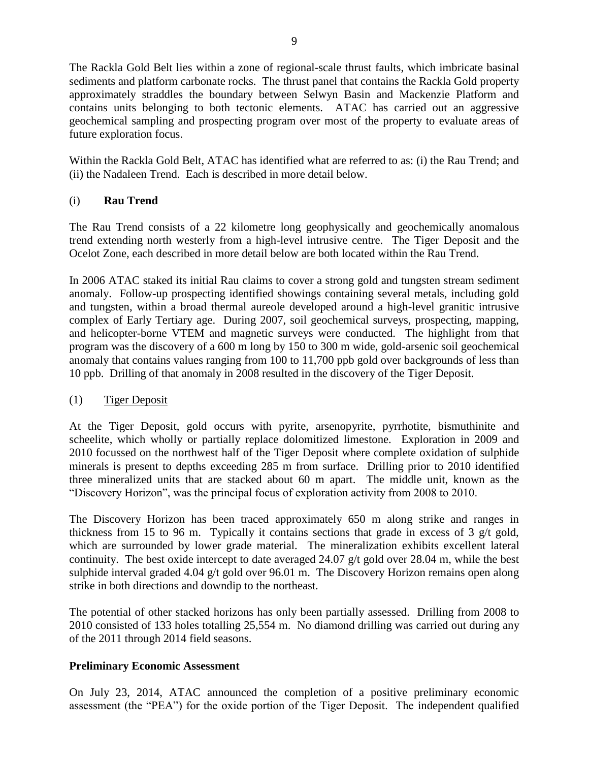The Rackla Gold Belt lies within a zone of regional-scale thrust faults, which imbricate basinal sediments and platform carbonate rocks. The thrust panel that contains the Rackla Gold property approximately straddles the boundary between Selwyn Basin and Mackenzie Platform and contains units belonging to both tectonic elements. ATAC has carried out an aggressive geochemical sampling and prospecting program over most of the property to evaluate areas of future exploration focus.

Within the Rackla Gold Belt, ATAC has identified what are referred to as: (i) the Rau Trend; and (ii) the Nadaleen Trend. Each is described in more detail below.

(i) **Rau Trend**

The Rau Trend consists of a 22 kilometre long geophysically and geochemically anomalous trend extending north westerly from a high-level intrusive centre. The Tiger Deposit and the Ocelot Zone, each described in more detail below are both located within the Rau Trend.

In 2006 ATAC staked its initial Rau claims to cover a strong gold and tungsten stream sediment anomaly. Follow-up prospecting identified showings containing several metals, including gold and tungsten, within a broad thermal aureole developed around a high-level granitic intrusive complex of Early Tertiary age. During 2007, soil geochemical surveys, prospecting, mapping, and helicopter-borne VTEM and magnetic surveys were conducted. The highlight from that program was the discovery of a 600 m long by 150 to 300 m wide, gold-arsenic soil geochemical anomaly that contains values ranging from 100 to 11,700 ppb gold over backgrounds of less than 10 ppb. Drilling of that anomaly in 2008 resulted in the discovery of the Tiger Deposit.

(1) Tiger Deposit

At the Tiger Deposit, gold occurs with pyrite, arsenopyrite, pyrrhotite, bismuthinite and scheelite, which wholly or partially replace dolomitized limestone. Exploration in 2009 and 2010 focussed on the northwest half of the Tiger Deposit where complete oxidation of sulphide minerals is present to depths exceeding 285 m from surface. Drilling prior to 2010 identified three mineralized units that are stacked about 60 m apart. The middle unit, known as the "Discovery Horizon", was the principal focus of exploration activity from 2008 to 2010.

The Discovery Horizon has been traced approximately 650 m along strike and ranges in thickness from 15 to 96 m. Typically it contains sections that grade in excess of 3 g/t gold, which are surrounded by lower grade material. The mineralization exhibits excellent lateral continuity. The best oxide intercept to date averaged 24.07 g/t gold over 28.04 m, while the best sulphide interval graded 4.04 g/t gold over 96.01 m. The Discovery Horizon remains open along strike in both directions and downdip to the northeast.

The potential of other stacked horizons has only been partially assessed. Drilling from 2008 to 2010 consisted of 133 holes totalling 25,554 m. No diamond drilling was carried out during any of the 2011 through 2014 field seasons.

**Preliminary Economic Assessment**

On July 23, 2014, ATAC announced the completion of a positive preliminary economic assessment (the "PEA") for the oxide portion of the Tiger Deposit. The independent qualified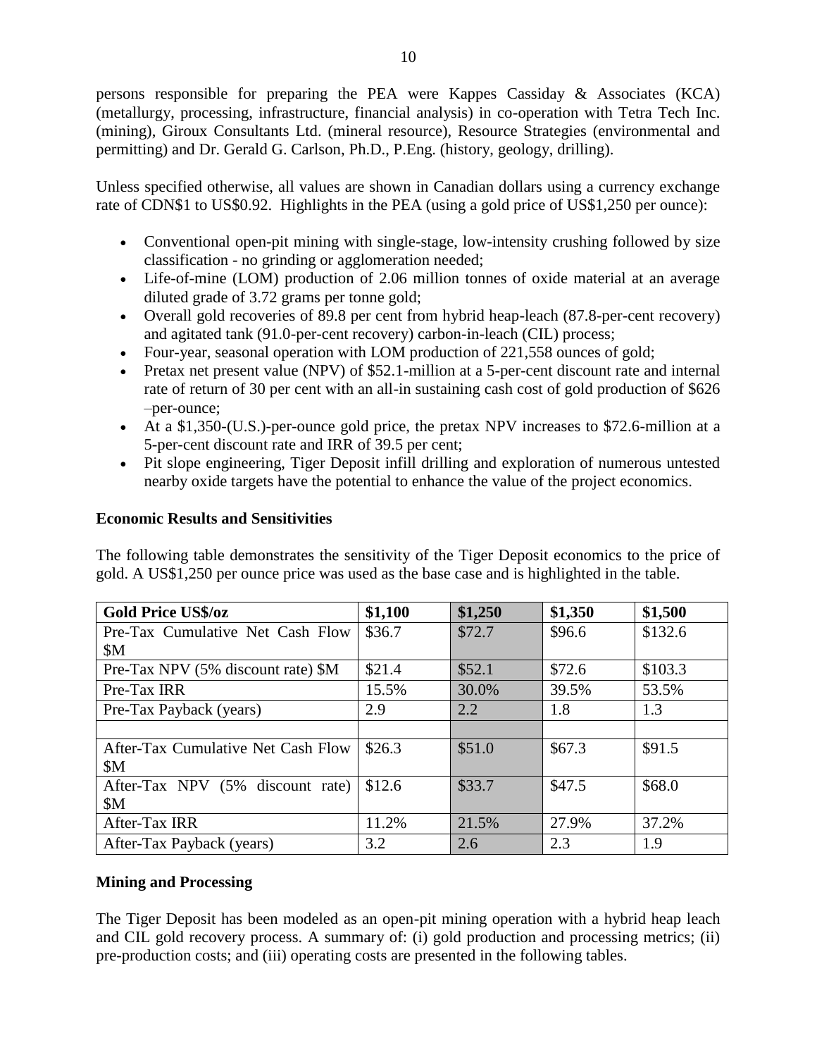persons responsible for preparing the PEA were Kappes Cassiday & Associates (KCA) (metallurgy, processing, infrastructure, financial analysis) in co-operation with Tetra Tech Inc. (mining), Giroux Consultants Ltd. (mineral resource), Resource Strategies (environmental and permitting) and Dr. Gerald G. Carlson, Ph.D., P.Eng. (history, geology, drilling).

Unless specified otherwise, all values are shown in Canadian dollars using a currency exchange rate of CDN$1 to US$0.92. Highlights in the PEA (using a gold price of US$1,250 per ounce):

- Conventional open-pit mining with single-stage, low-intensity crushing followed by size classification - no grinding or agglomeration needed;
- Life-of-mine (LOM) production of 2.06 million tonnes of oxide material at an average diluted grade of 3.72 grams per tonne gold;
- Overall gold recoveries of 89.8 per cent from hybrid heap-leach (87.8-per-cent recovery) and agitated tank (91.0-per-cent recovery) carbon-in-leach (CIL) process;
- Four-year, seasonal operation with LOM production of 221,558 ounces of gold;
- Pretax net present value (NPV) of $52.1-million at a 5-per-cent discount rate and internal rate of return of 30 per cent with an all-in sustaining cash cost of gold production of $626 –per-ounce;
- At a $1,350-(U.S.)-per-ounce gold price, the pretax NPV increases to $72.6-million at a 5-per-cent discount rate and IRR of 39.5 per cent;
- Pit slope engineering, Tiger Deposit infill drilling and exploration of numerous untested nearby oxide targets have the potential to enhance the value of the project economics.

**Economic Results and Sensitivities**

The following table demonstrates the sensitivity of the Tiger Deposit economics to the price of gold. A US$1,250 per ounce price was used as the base case and is highlighted in the table.

| Gold Price US$/oz | $1,100 | $1,250 | $1,350 | $1,500 |
|---|---|---|---|---|
| Pre-Tax Cumulative Net Cash Flow $M | $36.7 | $72.7 | $96.6 | $132.6 |
| Pre-Tax NPV (5% discount rate) $M | $21.4 | $52.1 | $72.6 | $103.3 |
| Pre-Tax IRR | 15.5% | 30.0% | 39.5% | 53.5% |
| Pre-Tax Payback (years) | 2.9 | 2.2 | 1.8 | 1.3 |
| | | | | |
| After-Tax Cumulative Net Cash Flow $M | $26.3 | $51.0 | $67.3 | $91.5 |
| After-Tax NPV (5% discount rate) $M | $12.6 | $33.7 | $47.5 | $68.0 |
| After-Tax IRR | 11.2% | 21.5% | 27.9% | 37.2% |
| After-Tax Payback (years) | 3.2 | 2.6 | 2.3 | 1.9 |

**Mining and Processing**

The Tiger Deposit has been modeled as an open-pit mining operation with a hybrid heap leach and CIL gold recovery process. A summary of: (i) gold production and processing metrics; (ii) pre-production costs; and (iii) operating costs are presented in the following tables.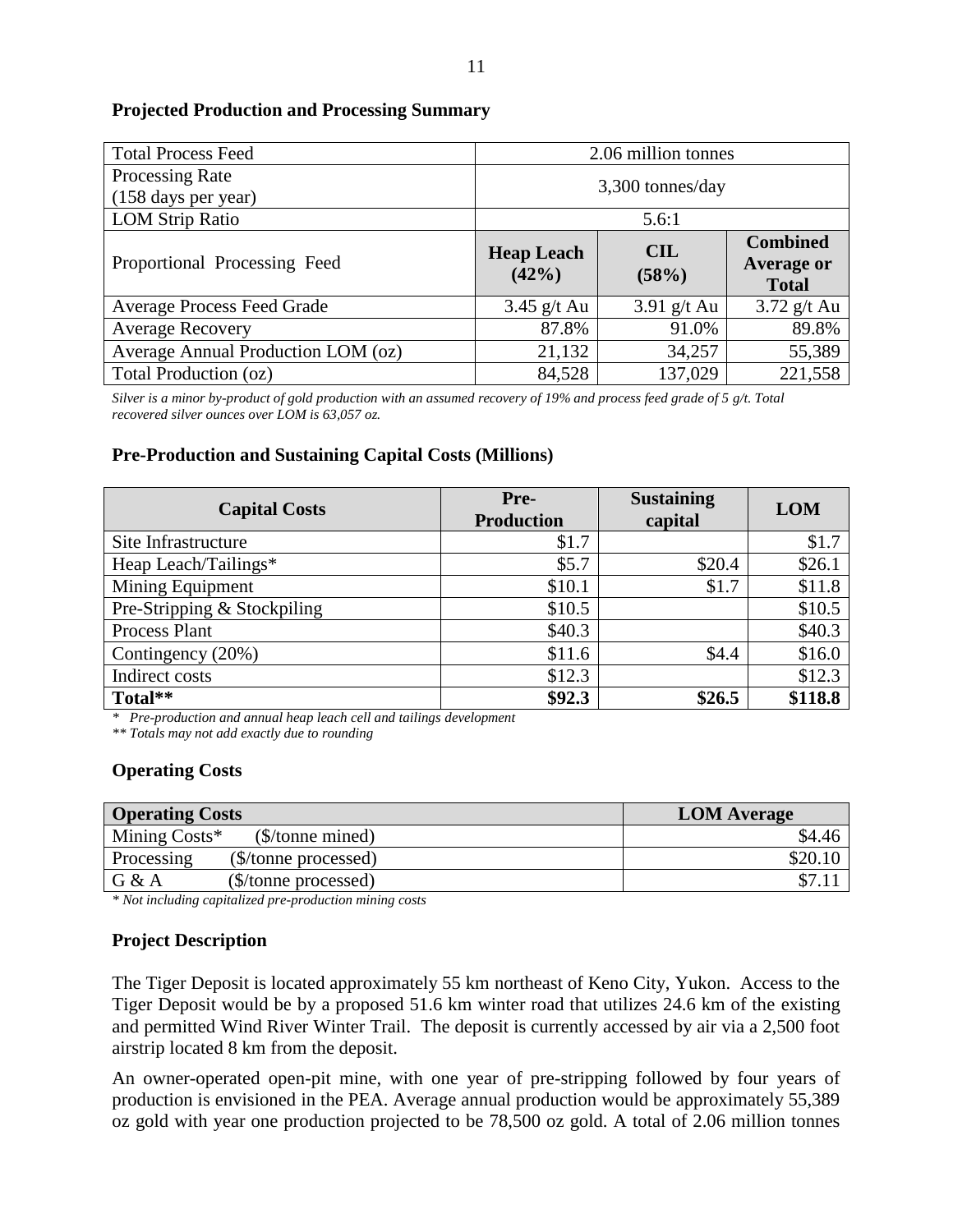### Projected Production and Processing Summary

| Total Process Feed | 2.06 million tonnes | | |
|---|---|---|---|
| Processing Rate (158 days per year) | 3,300 tonnes/day | | |
| LOM Strip Ratio | 5.6:1 | | |
| Proportional Processing Feed | **Heap Leach (42%)** | **CIL (58%)** | **Combined Average or Total** |
| Average Process Feed Grade | 3.45 g/t Au | 3.91 g/t Au | 3.72 g/t Au |
| Average Recovery | 87.8% | 91.0% | 89.8% |
| Average Annual Production LOM (oz) | 21,132 | 34,257 | 55,389 |
| Total Production (oz) | 84,528 | 137,029 | 221,558 |

*Silver is a minor by-product of gold production with an assumed recovery of 19% and process feed grade of 5 g/t. Total recovered silver ounces over LOM is 63,057 oz.*

### Pre-Production and Sustaining Capital Costs (Millions)

| Capital Costs | Pre-Production | Sustaining capital | LOM |
|---|---|---|---|
| Site Infrastructure | $1.7 | | $1.7 |
| Heap Leach/Tailings* | $5.7 | $20.4 | $26.1 |
| Mining Equipment | $10.1 | $1.7 | $11.8 |
| Pre-Stripping & Stockpiling | $10.5 | | $10.5 |
| Process Plant | $40.3 | | $40.3 |
| Contingency (20%) | $11.6 | $4.4 | $16.0 |
| Indirect costs | $12.3 | | $12.3 |
| **Total**** | **$92.3** | **$26.5** | **$118.8** |

*\* Pre-production and annual heap leach cell and tailings development*

*\*\* Totals may not add exactly due to rounding*

### Operating Costs

| Operating Costs | LOM Average |
|---|---|
| Mining Costs* ($/tonne mined) | $4.46 |
| Processing ($/tonne processed) | $20.10 |
| G & A ($/tonne processed) | $7.11 |

*\* Not including capitalized pre-production mining costs*

### Project Description

The Tiger Deposit is located approximately 55 km northeast of Keno City, Yukon. Access to the Tiger Deposit would be by a proposed 51.6 km winter road that utilizes 24.6 km of the existing and permitted Wind River Winter Trail. The deposit is currently accessed by air via a 2,500 foot airstrip located 8 km from the deposit.

An owner-operated open-pit mine, with one year of pre-stripping followed by four years of production is envisioned in the PEA. Average annual production would be approximately 55,389 oz gold with year one production projected to be 78,500 oz gold. A total of 2.06 million tonnes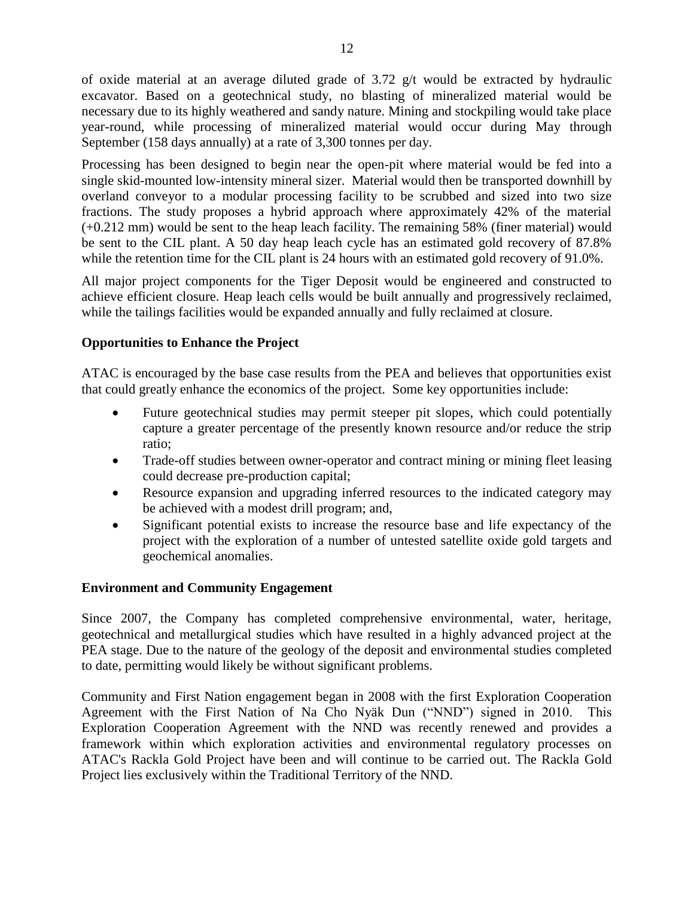of oxide material at an average diluted grade of 3.72 g/t would be extracted by hydraulic excavator. Based on a geotechnical study, no blasting of mineralized material would be necessary due to its highly weathered and sandy nature. Mining and stockpiling would take place year-round, while processing of mineralized material would occur during May through September (158 days annually) at a rate of 3,300 tonnes per day.

Processing has been designed to begin near the open-pit where material would be fed into a single skid-mounted low-intensity mineral sizer. Material would then be transported downhill by overland conveyor to a modular processing facility to be scrubbed and sized into two size fractions. The study proposes a hybrid approach where approximately 42% of the material (+0.212 mm) would be sent to the heap leach facility. The remaining 58% (finer material) would be sent to the CIL plant. A 50 day heap leach cycle has an estimated gold recovery of 87.8% while the retention time for the CIL plant is 24 hours with an estimated gold recovery of 91.0%.

All major project components for the Tiger Deposit would be engineered and constructed to achieve efficient closure. Heap leach cells would be built annually and progressively reclaimed, while the tailings facilities would be expanded annually and fully reclaimed at closure.

**Opportunities to Enhance the Project**

ATAC is encouraged by the base case results from the PEA and believes that opportunities exist that could greatly enhance the economics of the project. Some key opportunities include:

- Future geotechnical studies may permit steeper pit slopes, which could potentially capture a greater percentage of the presently known resource and/or reduce the strip ratio;
- Trade-off studies between owner-operator and contract mining or mining fleet leasing could decrease pre-production capital;
- Resource expansion and upgrading inferred resources to the indicated category may be achieved with a modest drill program; and,
- Significant potential exists to increase the resource base and life expectancy of the project with the exploration of a number of untested satellite oxide gold targets and geochemical anomalies.

**Environment and Community Engagement**

Since 2007, the Company has completed comprehensive environmental, water, heritage, geotechnical and metallurgical studies which have resulted in a highly advanced project at the PEA stage. Due to the nature of the geology of the deposit and environmental studies completed to date, permitting would likely be without significant problems.

Community and First Nation engagement began in 2008 with the first Exploration Cooperation Agreement with the First Nation of Na Cho Nyäk Dun ("NND") signed in 2010. This Exploration Cooperation Agreement with the NND was recently renewed and provides a framework within which exploration activities and environmental regulatory processes on ATAC's Rackla Gold Project have been and will continue to be carried out. The Rackla Gold Project lies exclusively within the Traditional Territory of the NND.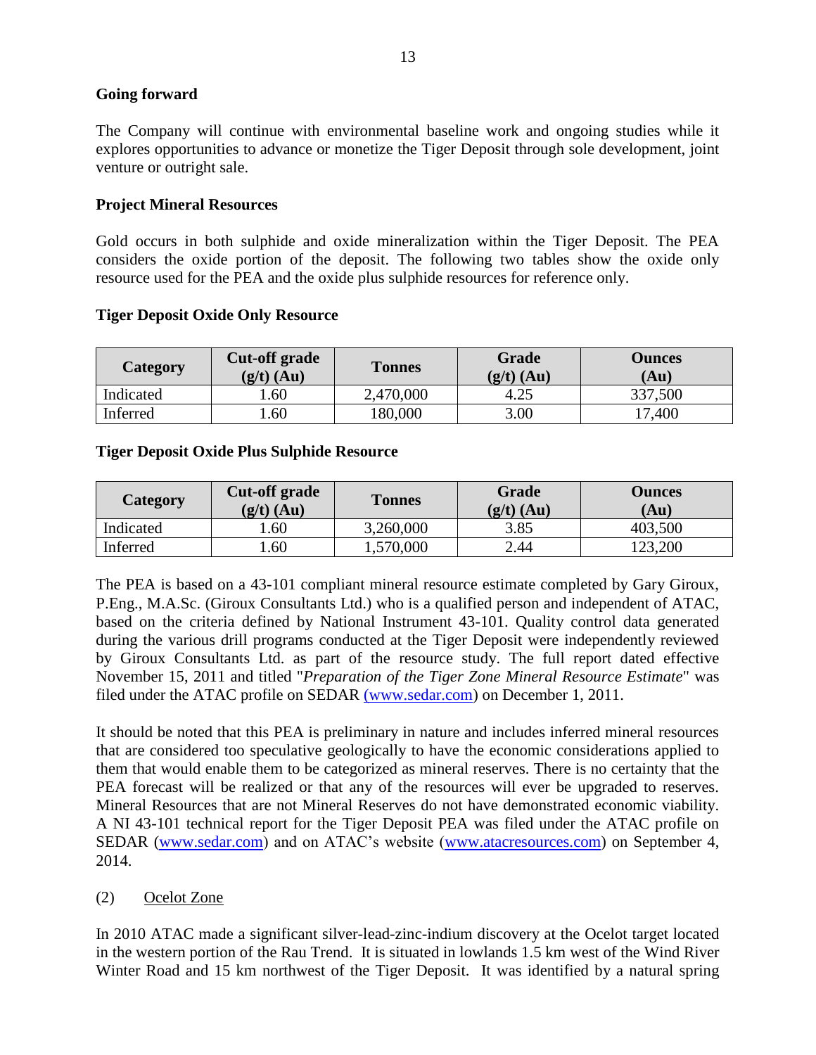**Going forward**

The Company will continue with environmental baseline work and ongoing studies while it explores opportunities to advance or monetize the Tiger Deposit through sole development, joint venture or outright sale.

**Project Mineral Resources**

Gold occurs in both sulphide and oxide mineralization within the Tiger Deposit. The PEA considers the oxide portion of the deposit. The following two tables show the oxide only resource used for the PEA and the oxide plus sulphide resources for reference only.

**Tiger Deposit Oxide Only Resource**

| Category | Cut-off grade (g/t) (Au) | Tonnes | Grade (g/t) (Au) | Ounces (Au) |
|---|---|---|---|---|
| Indicated | 1.60 | 2,470,000 | 4.25 | 337,500 |
| Inferred | 1.60 | 180,000 | 3.00 | 17,400 |

**Tiger Deposit Oxide Plus Sulphide Resource**

| Category | Cut-off grade (g/t) (Au) | Tonnes | Grade (g/t) (Au) | Ounces (Au) |
|---|---|---|---|---|
| Indicated | 1.60 | 3,260,000 | 3.85 | 403,500 |
| Inferred | 1.60 | 1,570,000 | 2.44 | 123,200 |

The PEA is based on a 43-101 compliant mineral resource estimate completed by Gary Giroux, P.Eng., M.A.Sc. (Giroux Consultants Ltd.) who is a qualified person and independent of ATAC, based on the criteria defined by National Instrument 43-101. Quality control data generated during the various drill programs conducted at the Tiger Deposit were independently reviewed by Giroux Consultants Ltd. as part of the resource study. The full report dated effective November 15, 2011 and titled "*Preparation of the Tiger Zone Mineral Resource Estimate*" was filed under the ATAC profile on SEDAR (www.sedar.com) on December 1, 2011.

It should be noted that this PEA is preliminary in nature and includes inferred mineral resources that are considered too speculative geologically to have the economic considerations applied to them that would enable them to be categorized as mineral reserves. There is no certainty that the PEA forecast will be realized or that any of the resources will ever be upgraded to reserves. Mineral Resources that are not Mineral Reserves do not have demonstrated economic viability. A NI 43-101 technical report for the Tiger Deposit PEA was filed under the ATAC profile on SEDAR (www.sedar.com) and on ATAC's website (www.atacresources.com) on September 4, 2014.

(2) Ocelot Zone

In 2010 ATAC made a significant silver-lead-zinc-indium discovery at the Ocelot target located in the western portion of the Rau Trend. It is situated in lowlands 1.5 km west of the Wind River Winter Road and 15 km northwest of the Tiger Deposit. It was identified by a natural spring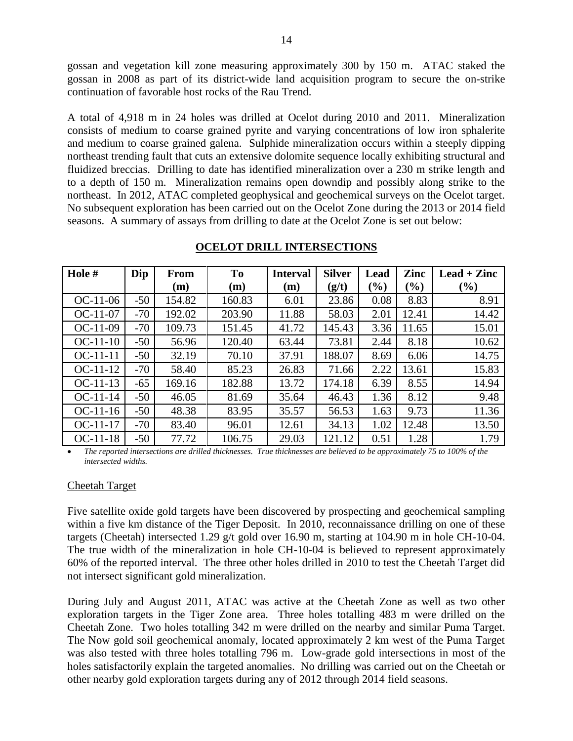gossan and vegetation kill zone measuring approximately 300 by 150 m. ATAC staked the gossan in 2008 as part of its district-wide land acquisition program to secure the on-strike continuation of favorable host rocks of the Rau Trend.

A total of 4,918 m in 24 holes was drilled at Ocelot during 2010 and 2011. Mineralization consists of medium to coarse grained pyrite and varying concentrations of low iron sphalerite and medium to coarse grained galena. Sulphide mineralization occurs within a steeply dipping northeast trending fault that cuts an extensive dolomite sequence locally exhibiting structural and fluidized breccias. Drilling to date has identified mineralization over a 230 m strike length and to a depth of 150 m. Mineralization remains open downdip and possibly along strike to the northeast. In 2012, ATAC completed geophysical and geochemical surveys on the Ocelot target. No subsequent exploration has been carried out on the Ocelot Zone during the 2013 or 2014 field seasons. A summary of assays from drilling to date at the Ocelot Zone is set out below:

**OCELOT DRILL INTERSECTIONS**

| Hole # | Dip | From (m) | To (m) | Interval (m) | Silver (g/t) | Lead (%) | Zinc (%) | Lead + Zinc (%) |
|---|---|---|---|---|---|---|---|---|
| OC-11-06 | -50 | 154.82 | 160.83 | 6.01 | 23.86 | 0.08 | 8.83 | 8.91 |
| OC-11-07 | -70 | 192.02 | 203.90 | 11.88 | 58.03 | 2.01 | 12.41 | 14.42 |
| OC-11-09 | -70 | 109.73 | 151.45 | 41.72 | 145.43 | 3.36 | 11.65 | 15.01 |
| OC-11-10 | -50 | 56.96 | 120.40 | 63.44 | 73.81 | 2.44 | 8.18 | 10.62 |
| OC-11-11 | -50 | 32.19 | 70.10 | 37.91 | 188.07 | 8.69 | 6.06 | 14.75 |
| OC-11-12 | -70 | 58.40 | 85.23 | 26.83 | 71.66 | 2.22 | 13.61 | 15.83 |
| OC-11-13 | -65 | 169.16 | 182.88 | 13.72 | 174.18 | 6.39 | 8.55 | 14.94 |
| OC-11-14 | -50 | 46.05 | 81.69 | 35.64 | 46.43 | 1.36 | 8.12 | 9.48 |
| OC-11-16 | -50 | 48.38 | 83.95 | 35.57 | 56.53 | 1.63 | 9.73 | 11.36 |
| OC-11-17 | -70 | 83.40 | 96.01 | 12.61 | 34.13 | 1.02 | 12.48 | 13.50 |
| OC-11-18 | -50 | 77.72 | 106.75 | 29.03 | 121.12 | 0.51 | 1.28 | 1.79 |

- *The reported intersections are drilled thicknesses. True thicknesses are believed to be approximately 75 to 100% of the intersected widths.*

Cheetah Target

Five satellite oxide gold targets have been discovered by prospecting and geochemical sampling within a five km distance of the Tiger Deposit. In 2010, reconnaissance drilling on one of these targets (Cheetah) intersected 1.29 g/t gold over 16.90 m, starting at 104.90 m in hole CH-10-04. The true width of the mineralization in hole CH-10-04 is believed to represent approximately 60% of the reported interval. The three other holes drilled in 2010 to test the Cheetah Target did not intersect significant gold mineralization.

During July and August 2011, ATAC was active at the Cheetah Zone as well as two other exploration targets in the Tiger Zone area. Three holes totalling 483 m were drilled on the Cheetah Zone. Two holes totalling 342 m were drilled on the nearby and similar Puma Target. The Now gold soil geochemical anomaly, located approximately 2 km west of the Puma Target was also tested with three holes totalling 796 m. Low-grade gold intersections in most of the holes satisfactorily explain the targeted anomalies. No drilling was carried out on the Cheetah or other nearby gold exploration targets during any of 2012 through 2014 field seasons.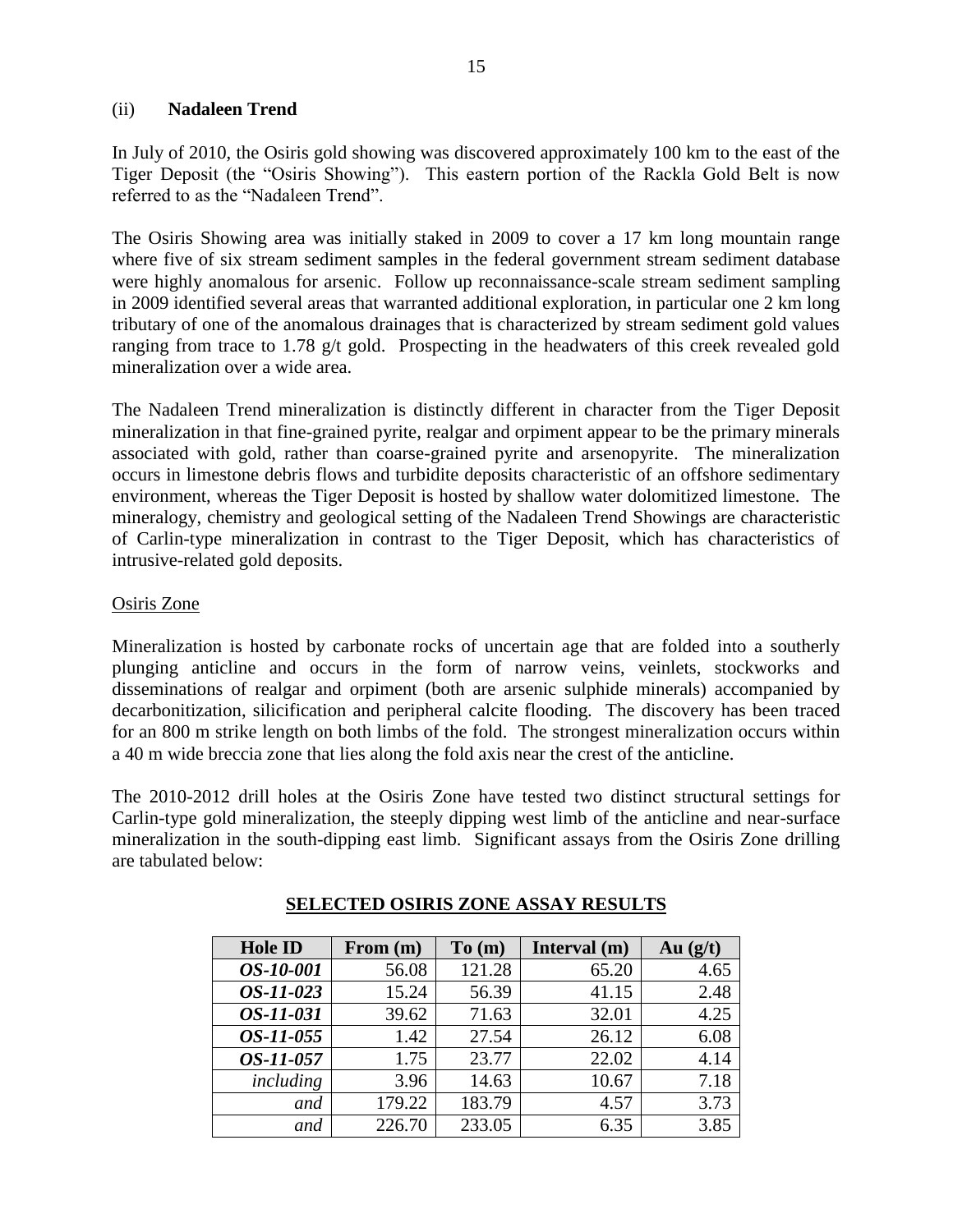### (ii) **Nadaleen Trend**

In July of 2010, the Osiris gold showing was discovered approximately 100 km to the east of the Tiger Deposit (the "Osiris Showing"). This eastern portion of the Rackla Gold Belt is now referred to as the "Nadaleen Trend".

The Osiris Showing area was initially staked in 2009 to cover a 17 km long mountain range where five of six stream sediment samples in the federal government stream sediment database were highly anomalous for arsenic. Follow up reconnaissance-scale stream sediment sampling in 2009 identified several areas that warranted additional exploration, in particular one 2 km long tributary of one of the anomalous drainages that is characterized by stream sediment gold values ranging from trace to 1.78 g/t gold. Prospecting in the headwaters of this creek revealed gold mineralization over a wide area.

The Nadaleen Trend mineralization is distinctly different in character from the Tiger Deposit mineralization in that fine-grained pyrite, realgar and orpiment appear to be the primary minerals associated with gold, rather than coarse-grained pyrite and arsenopyrite. The mineralization occurs in limestone debris flows and turbidite deposits characteristic of an offshore sedimentary environment, whereas the Tiger Deposit is hosted by shallow water dolomitized limestone. The mineralogy, chemistry and geological setting of the Nadaleen Trend Showings are characteristic of Carlin-type mineralization in contrast to the Tiger Deposit, which has characteristics of intrusive-related gold deposits.

Osiris Zone

Mineralization is hosted by carbonate rocks of uncertain age that are folded into a southerly plunging anticline and occurs in the form of narrow veins, veinlets, stockworks and disseminations of realgar and orpiment (both are arsenic sulphide minerals) accompanied by decarbonitization, silicification and peripheral calcite flooding. The discovery has been traced for an 800 m strike length on both limbs of the fold. The strongest mineralization occurs within a 40 m wide breccia zone that lies along the fold axis near the crest of the anticline.

The 2010-2012 drill holes at the Osiris Zone have tested two distinct structural settings for Carlin-type gold mineralization, the steeply dipping west limb of the anticline and near-surface mineralization in the south-dipping east limb. Significant assays from the Osiris Zone drilling are tabulated below:

**SELECTED OSIRIS ZONE ASSAY RESULTS**

| Hole ID | From (m) | To (m) | Interval (m) | Au (g/t) |
|---|---|---|---|---|
| ***OS-10-001*** | 56.08 | 121.28 | 65.20 | 4.65 |
| ***OS-11-023*** | 15.24 | 56.39 | 41.15 | 2.48 |
| ***OS-11-031*** | 39.62 | 71.63 | 32.01 | 4.25 |
| ***OS-11-055*** | 1.42 | 27.54 | 26.12 | 6.08 |
| ***OS-11-057*** | 1.75 | 23.77 | 22.02 | 4.14 |
| *including* | 3.96 | 14.63 | 10.67 | 7.18 |
| *and* | 179.22 | 183.79 | 4.57 | 3.73 |
| *and* | 226.70 | 233.05 | 6.35 | 3.85 |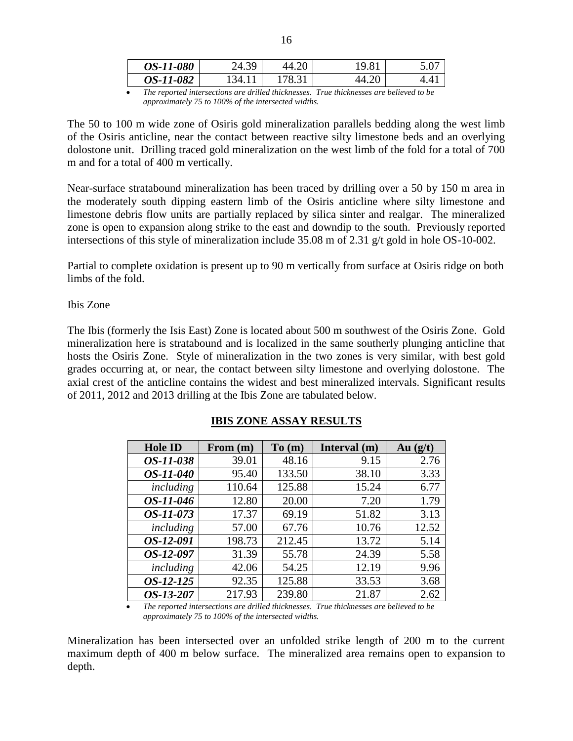| OS-11-080 | 24.39 | 44.20 | 19.81 | 5.07 |
|---|---|---|---|---|
| OS-11-082 | 134.11 | 178.31 | 44.20 | 4.41 |

- *The reported intersections are drilled thicknesses. True thicknesses are believed to be approximately 75 to 100% of the intersected widths.*

The 50 to 100 m wide zone of Osiris gold mineralization parallels bedding along the west limb of the Osiris anticline, near the contact between reactive silty limestone beds and an overlying dolostone unit. Drilling traced gold mineralization on the west limb of the fold for a total of 700 m and for a total of 400 m vertically.

Near-surface stratabound mineralization has been traced by drilling over a 50 by 150 m area in the moderately south dipping eastern limb of the Osiris anticline where silty limestone and limestone debris flow units are partially replaced by silica sinter and realgar. The mineralized zone is open to expansion along strike to the east and downdip to the south. Previously reported intersections of this style of mineralization include 35.08 m of 2.31 g/t gold in hole OS-10-002.

Partial to complete oxidation is present up to 90 m vertically from surface at Osiris ridge on both limbs of the fold.

Ibis Zone

The Ibis (formerly the Isis East) Zone is located about 500 m southwest of the Osiris Zone. Gold mineralization here is stratabound and is localized in the same southerly plunging anticline that hosts the Osiris Zone. Style of mineralization in the two zones is very similar, with best gold grades occurring at, or near, the contact between silty limestone and overlying dolostone. The axial crest of the anticline contains the widest and best mineralized intervals. Significant results of 2011, 2012 and 2013 drilling at the Ibis Zone are tabulated below.

**IBIS ZONE ASSAY RESULTS**

| Hole ID | From (m) | To (m) | Interval (m) | Au (g/t) |
|---|---|---|---|---|
| ***OS-11-038*** | 39.01 | 48.16 | 9.15 | 2.76 |
| ***OS-11-040*** | 95.40 | 133.50 | 38.10 | 3.33 |
| *including* | 110.64 | 125.88 | 15.24 | 6.77 |
| ***OS-11-046*** | 12.80 | 20.00 | 7.20 | 1.79 |
| ***OS-11-073*** | 17.37 | 69.19 | 51.82 | 3.13 |
| *including* | 57.00 | 67.76 | 10.76 | 12.52 |
| ***OS-12-091*** | 198.73 | 212.45 | 13.72 | 5.14 |
| ***OS-12-097*** | 31.39 | 55.78 | 24.39 | 5.58 |
| *including* | 42.06 | 54.25 | 12.19 | 9.96 |
| ***OS-12-125*** | 92.35 | 125.88 | 33.53 | 3.68 |
| ***OS-13-207*** | 217.93 | 239.80 | 21.87 | 2.62 |

- *The reported intersections are drilled thicknesses. True thicknesses are believed to be approximately 75 to 100% of the intersected widths.*

Mineralization has been intersected over an unfolded strike length of 200 m to the current maximum depth of 400 m below surface. The mineralized area remains open to expansion to depth.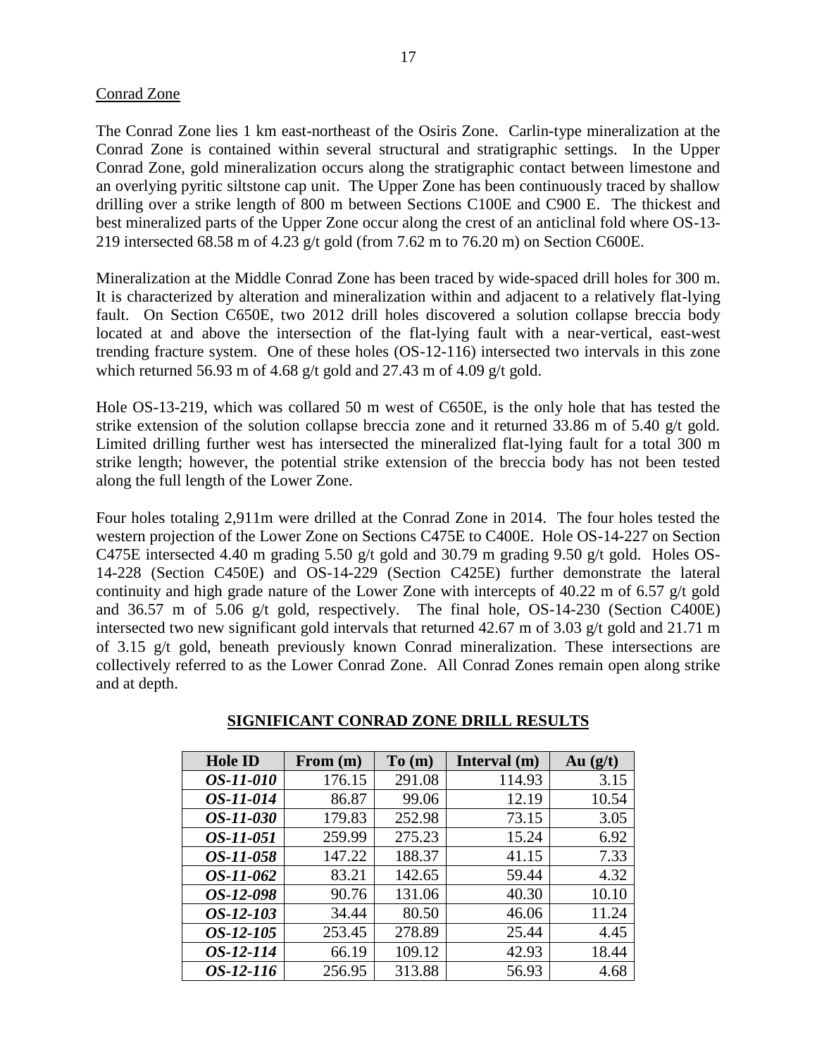Conrad Zone

The Conrad Zone lies 1 km east-northeast of the Osiris Zone. Carlin-type mineralization at the Conrad Zone is contained within several structural and stratigraphic settings. In the Upper Conrad Zone, gold mineralization occurs along the stratigraphic contact between limestone and an overlying pyritic siltstone cap unit. The Upper Zone has been continuously traced by shallow drilling over a strike length of 800 m between Sections C100E and C900 E. The thickest and best mineralized parts of the Upper Zone occur along the crest of an anticlinal fold where OS-13-219 intersected 68.58 m of 4.23 g/t gold (from 7.62 m to 76.20 m) on Section C600E.

Mineralization at the Middle Conrad Zone has been traced by wide-spaced drill holes for 300 m. It is characterized by alteration and mineralization within and adjacent to a relatively flat-lying fault. On Section C650E, two 2012 drill holes discovered a solution collapse breccia body located at and above the intersection of the flat-lying fault with a near-vertical, east-west trending fracture system. One of these holes (OS-12-116) intersected two intervals in this zone which returned 56.93 m of 4.68 g/t gold and 27.43 m of 4.09 g/t gold.

Hole OS-13-219, which was collared 50 m west of C650E, is the only hole that has tested the strike extension of the solution collapse breccia zone and it returned 33.86 m of 5.40 g/t gold. Limited drilling further west has intersected the mineralized flat-lying fault for a total 300 m strike length; however, the potential strike extension of the breccia body has not been tested along the full length of the Lower Zone.

Four holes totaling 2,911m were drilled at the Conrad Zone in 2014. The four holes tested the western projection of the Lower Zone on Sections C475E to C400E. Hole OS-14-227 on Section C475E intersected 4.40 m grading 5.50 g/t gold and 30.79 m grading 9.50 g/t gold. Holes OS-14-228 (Section C450E) and OS-14-229 (Section C425E) further demonstrate the lateral continuity and high grade nature of the Lower Zone with intercepts of 40.22 m of 6.57 g/t gold and 36.57 m of 5.06 g/t gold, respectively. The final hole, OS-14-230 (Section C400E) intersected two new significant gold intervals that returned 42.67 m of 3.03 g/t gold and 21.71 m of 3.15 g/t gold, beneath previously known Conrad mineralization. These intersections are collectively referred to as the Lower Conrad Zone. All Conrad Zones remain open along strike and at depth.

**SIGNIFICANT CONRAD ZONE DRILL RESULTS**

| Hole ID | From (m) | To (m) | Interval (m) | Au (g/t) |
|---|---|---|---|---|
| ***OS-11-010*** | 176.15 | 291.08 | 114.93 | 3.15 |
| ***OS-11-014*** | 86.87 | 99.06 | 12.19 | 10.54 |
| ***OS-11-030*** | 179.83 | 252.98 | 73.15 | 3.05 |
| ***OS-11-051*** | 259.99 | 275.23 | 15.24 | 6.92 |
| ***OS-11-058*** | 147.22 | 188.37 | 41.15 | 7.33 |
| ***OS-11-062*** | 83.21 | 142.65 | 59.44 | 4.32 |
| ***OS-12-098*** | 90.76 | 131.06 | 40.30 | 10.10 |
| ***OS-12-103*** | 34.44 | 80.50 | 46.06 | 11.24 |
| ***OS-12-105*** | 253.45 | 278.89 | 25.44 | 4.45 |
| ***OS-12-114*** | 66.19 | 109.12 | 42.93 | 18.44 |
| ***OS-12-116*** | 256.95 | 313.88 | 56.93 | 4.68 |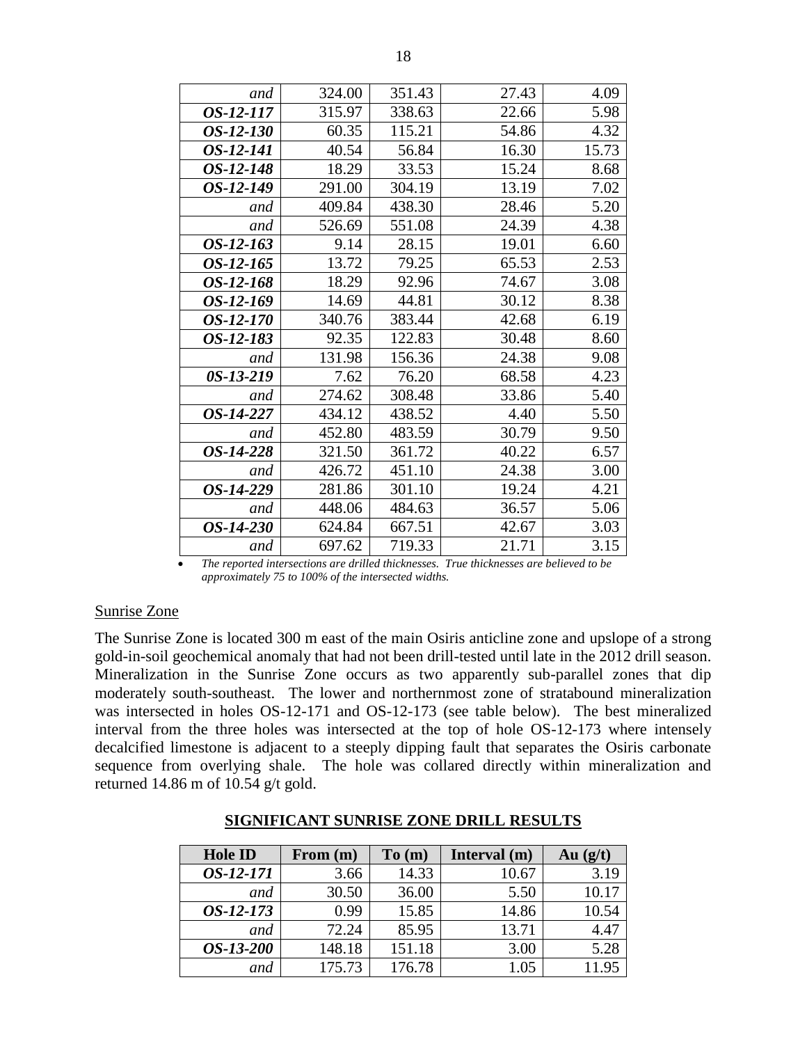| | | | | |
|---|---|---|---|---|
| *and* | 324.00 | 351.43 | 27.43 | 4.09 |
| ***OS-12-117*** | 315.97 | 338.63 | 22.66 | 5.98 |
| ***OS-12-130*** | 60.35 | 115.21 | 54.86 | 4.32 |
| ***OS-12-141*** | 40.54 | 56.84 | 16.30 | 15.73 |
| ***OS-12-148*** | 18.29 | 33.53 | 15.24 | 8.68 |
| ***OS-12-149*** | 291.00 | 304.19 | 13.19 | 7.02 |
| *and* | 409.84 | 438.30 | 28.46 | 5.20 |
| *and* | 526.69 | 551.08 | 24.39 | 4.38 |
| ***OS-12-163*** | 9.14 | 28.15 | 19.01 | 6.60 |
| ***OS-12-165*** | 13.72 | 79.25 | 65.53 | 2.53 |
| ***OS-12-168*** | 18.29 | 92.96 | 74.67 | 3.08 |
| ***OS-12-169*** | 14.69 | 44.81 | 30.12 | 8.38 |
| ***OS-12-170*** | 340.76 | 383.44 | 42.68 | 6.19 |
| ***OS-12-183*** | 92.35 | 122.83 | 30.48 | 8.60 |
| *and* | 131.98 | 156.36 | 24.38 | 9.08 |
| ***0S-13-219*** | 7.62 | 76.20 | 68.58 | 4.23 |
| *and* | 274.62 | 308.48 | 33.86 | 5.40 |
| ***OS-14-227*** | 434.12 | 438.52 | 4.40 | 5.50 |
| *and* | 452.80 | 483.59 | 30.79 | 9.50 |
| ***OS-14-228*** | 321.50 | 361.72 | 40.22 | 6.57 |
| *and* | 426.72 | 451.10 | 24.38 | 3.00 |
| ***OS-14-229*** | 281.86 | 301.10 | 19.24 | 4.21 |
| *and* | 448.06 | 484.63 | 36.57 | 5.06 |
| ***OS-14-230*** | 624.84 | 667.51 | 42.67 | 3.03 |
| *and* | 697.62 | 719.33 | 21.71 | 3.15 |

- *The reported intersections are drilled thicknesses. True thicknesses are believed to be approximately 75 to 100% of the intersected widths.*

Sunrise Zone

The Sunrise Zone is located 300 m east of the main Osiris anticline zone and upslope of a strong gold-in-soil geochemical anomaly that had not been drill-tested until late in the 2012 drill season. Mineralization in the Sunrise Zone occurs as two apparently sub-parallel zones that dip moderately south-southeast. The lower and northernmost zone of stratabound mineralization was intersected in holes OS-12-171 and OS-12-173 (see table below). The best mineralized interval from the three holes was intersected at the top of hole OS-12-173 where intensely decalcified limestone is adjacent to a steeply dipping fault that separates the Osiris carbonate sequence from overlying shale. The hole was collared directly within mineralization and returned 14.86 m of 10.54 g/t gold.

**SIGNIFICANT SUNRISE ZONE DRILL RESULTS**

| Hole ID | From (m) | To (m) | Interval (m) | Au (g/t) |
|---|---|---|---|---|
| ***OS-12-171*** | 3.66 | 14.33 | 10.67 | 3.19 |
| *and* | 30.50 | 36.00 | 5.50 | 10.17 |
| ***OS-12-173*** | 0.99 | 15.85 | 14.86 | 10.54 |
| *and* | 72.24 | 85.95 | 13.71 | 4.47 |
| ***OS-13-200*** | 148.18 | 151.18 | 3.00 | 5.28 |
| *and* | 175.73 | 176.78 | 1.05 | 11.95 |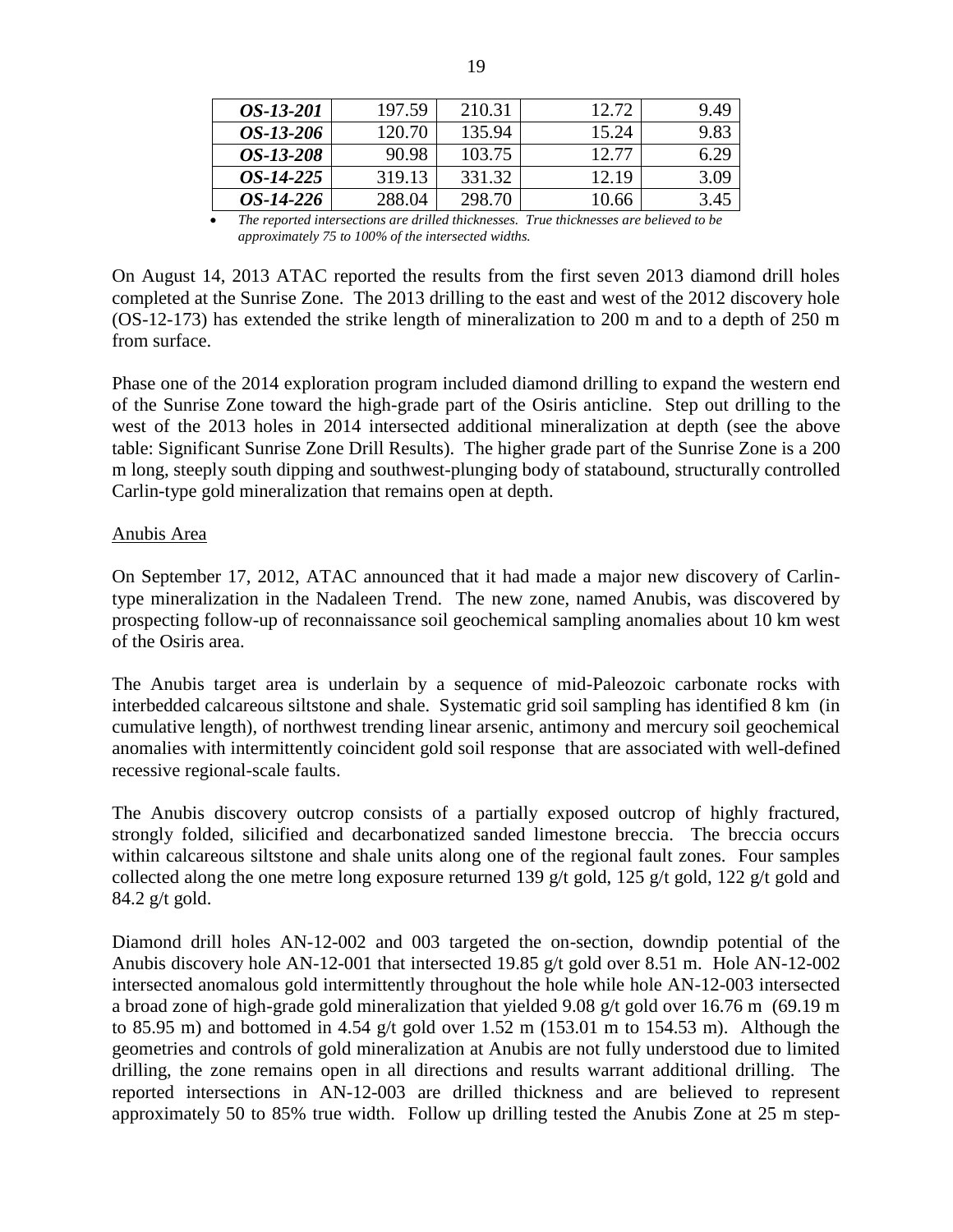| *OS-13-201* | 197.59 | 210.31 | 12.72 | 9.49 |
|---|---|---|---|---|
| *OS-13-206* | 120.70 | 135.94 | 15.24 | 9.83 |
| *OS-13-208* | 90.98 | 103.75 | 12.77 | 6.29 |
| *OS-14-225* | 319.13 | 331.32 | 12.19 | 3.09 |
| *OS-14-226* | 288.04 | 298.70 | 10.66 | 3.45 |

- *The reported intersections are drilled thicknesses. True thicknesses are believed to be approximately 75 to 100% of the intersected widths.*

On August 14, 2013 ATAC reported the results from the first seven 2013 diamond drill holes completed at the Sunrise Zone. The 2013 drilling to the east and west of the 2012 discovery hole (OS-12-173) has extended the strike length of mineralization to 200 m and to a depth of 250 m from surface.

Phase one of the 2014 exploration program included diamond drilling to expand the western end of the Sunrise Zone toward the high-grade part of the Osiris anticline. Step out drilling to the west of the 2013 holes in 2014 intersected additional mineralization at depth (see the above table: Significant Sunrise Zone Drill Results). The higher grade part of the Sunrise Zone is a 200 m long, steeply south dipping and southwest-plunging body of statabound, structurally controlled Carlin-type gold mineralization that remains open at depth.

Anubis Area

On September 17, 2012, ATAC announced that it had made a major new discovery of Carlin-type mineralization in the Nadaleen Trend. The new zone, named Anubis, was discovered by prospecting follow-up of reconnaissance soil geochemical sampling anomalies about 10 km west of the Osiris area.

The Anubis target area is underlain by a sequence of mid-Paleozoic carbonate rocks with interbedded calcareous siltstone and shale. Systematic grid soil sampling has identified 8 km (in cumulative length), of northwest trending linear arsenic, antimony and mercury soil geochemical anomalies with intermittently coincident gold soil response that are associated with well-defined recessive regional-scale faults.

The Anubis discovery outcrop consists of a partially exposed outcrop of highly fractured, strongly folded, silicified and decarbonatized sanded limestone breccia. The breccia occurs within calcareous siltstone and shale units along one of the regional fault zones. Four samples collected along the one metre long exposure returned 139 g/t gold, 125 g/t gold, 122 g/t gold and 84.2 g/t gold.

Diamond drill holes AN-12-002 and 003 targeted the on-section, downdip potential of the Anubis discovery hole AN-12-001 that intersected 19.85 g/t gold over 8.51 m. Hole AN-12-002 intersected anomalous gold intermittently throughout the hole while hole AN-12-003 intersected a broad zone of high-grade gold mineralization that yielded 9.08 g/t gold over 16.76 m (69.19 m to 85.95 m) and bottomed in 4.54 g/t gold over 1.52 m (153.01 m to 154.53 m). Although the geometries and controls of gold mineralization at Anubis are not fully understood due to limited drilling, the zone remains open in all directions and results warrant additional drilling. The reported intersections in AN-12-003 are drilled thickness and are believed to represent approximately 50 to 85% true width. Follow up drilling tested the Anubis Zone at 25 m step-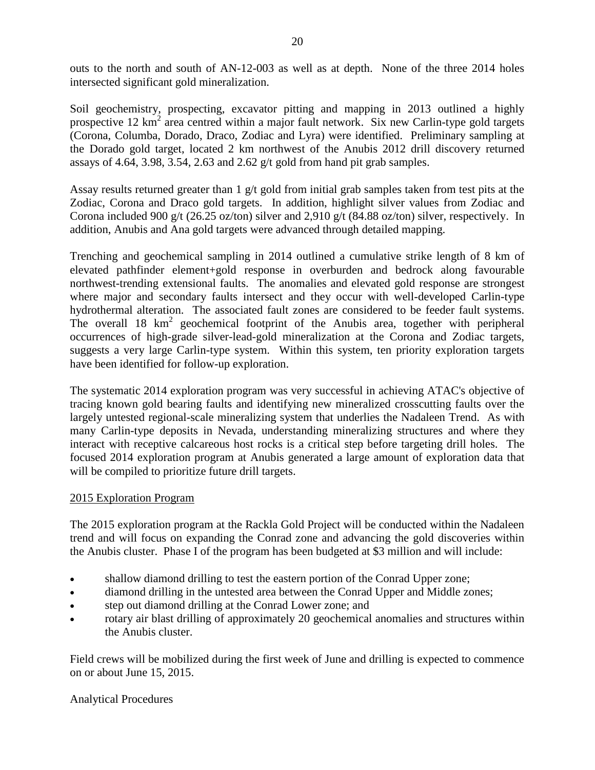outs to the north and south of AN-12-003 as well as at depth. None of the three 2014 holes intersected significant gold mineralization.

Soil geochemistry, prospecting, excavator pitting and mapping in 2013 outlined a highly prospective 12 $km^2$ area centred within a major fault network. Six new Carlin-type gold targets (Corona, Columba, Dorado, Draco, Zodiac and Lyra) were identified. Preliminary sampling at the Dorado gold target, located 2 km northwest of the Anubis 2012 drill discovery returned assays of 4.64, 3.98, 3.54, 2.63 and 2.62 g/t gold from hand pit grab samples.

Assay results returned greater than 1 g/t gold from initial grab samples taken from test pits at the Zodiac, Corona and Draco gold targets. In addition, highlight silver values from Zodiac and Corona included 900 g/t (26.25 oz/ton) silver and 2,910 g/t (84.88 oz/ton) silver, respectively. In addition, Anubis and Ana gold targets were advanced through detailed mapping.

Trenching and geochemical sampling in 2014 outlined a cumulative strike length of 8 km of elevated pathfinder element+gold response in overburden and bedrock along favourable northwest-trending extensional faults. The anomalies and elevated gold response are strongest where major and secondary faults intersect and they occur with well-developed Carlin-type hydrothermal alteration. The associated fault zones are considered to be feeder fault systems. The overall 18 $km^2$ geochemical footprint of the Anubis area, together with peripheral occurrences of high-grade silver-lead-gold mineralization at the Corona and Zodiac targets, suggests a very large Carlin-type system. Within this system, ten priority exploration targets have been identified for follow-up exploration.

The systematic 2014 exploration program was very successful in achieving ATAC's objective of tracing known gold bearing faults and identifying new mineralized crosscutting faults over the largely untested regional-scale mineralizing system that underlies the Nadaleen Trend. As with many Carlin-type deposits in Nevada, understanding mineralizing structures and where they interact with receptive calcareous host rocks is a critical step before targeting drill holes. The focused 2014 exploration program at Anubis generated a large amount of exploration data that will be compiled to prioritize future drill targets.

2015 Exploration Program

The 2015 exploration program at the Rackla Gold Project will be conducted within the Nadaleen trend and will focus on expanding the Conrad zone and advancing the gold discoveries within the Anubis cluster. Phase I of the program has been budgeted at $3 million and will include:

- shallow diamond drilling to test the eastern portion of the Conrad Upper zone;
- diamond drilling in the untested area between the Conrad Upper and Middle zones;
- step out diamond drilling at the Conrad Lower zone; and
- rotary air blast drilling of approximately 20 geochemical anomalies and structures within the Anubis cluster.

Field crews will be mobilized during the first week of June and drilling is expected to commence on or about June 15, 2015.

Analytical Procedures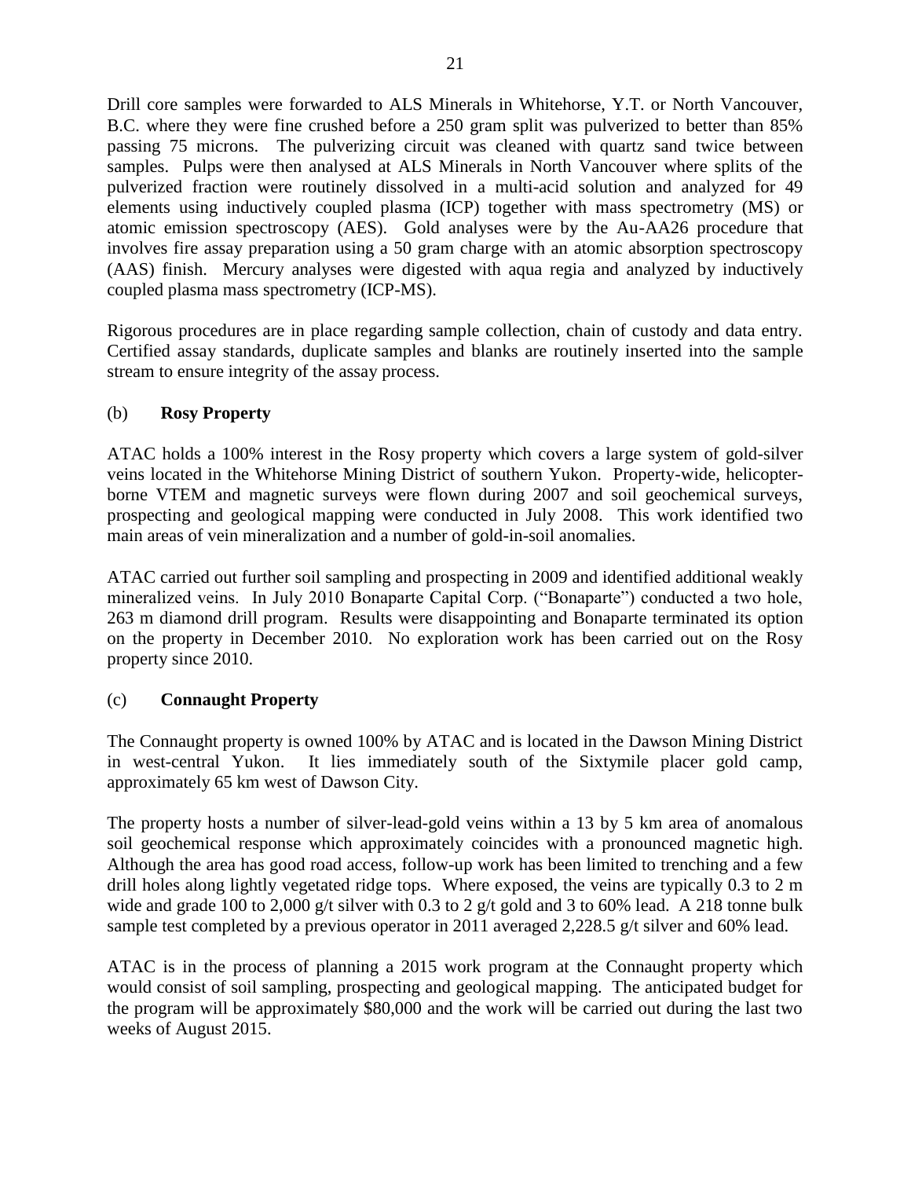Drill core samples were forwarded to ALS Minerals in Whitehorse, Y.T. or North Vancouver, B.C. where they were fine crushed before a 250 gram split was pulverized to better than 85% passing 75 microns. The pulverizing circuit was cleaned with quartz sand twice between samples. Pulps were then analysed at ALS Minerals in North Vancouver where splits of the pulverized fraction were routinely dissolved in a multi-acid solution and analyzed for 49 elements using inductively coupled plasma (ICP) together with mass spectrometry (MS) or atomic emission spectroscopy (AES). Gold analyses were by the Au-AA26 procedure that involves fire assay preparation using a 50 gram charge with an atomic absorption spectroscopy (AAS) finish. Mercury analyses were digested with aqua regia and analyzed by inductively coupled plasma mass spectrometry (ICP-MS).

Rigorous procedures are in place regarding sample collection, chain of custody and data entry. Certified assay standards, duplicate samples and blanks are routinely inserted into the sample stream to ensure integrity of the assay process.

### (b) **Rosy Property**

ATAC holds a 100% interest in the Rosy property which covers a large system of gold-silver veins located in the Whitehorse Mining District of southern Yukon. Property-wide, helicopter-borne VTEM and magnetic surveys were flown during 2007 and soil geochemical surveys, prospecting and geological mapping were conducted in July 2008. This work identified two main areas of vein mineralization and a number of gold-in-soil anomalies.

ATAC carried out further soil sampling and prospecting in 2009 and identified additional weakly mineralized veins. In July 2010 Bonaparte Capital Corp. ("Bonaparte") conducted a two hole, 263 m diamond drill program. Results were disappointing and Bonaparte terminated its option on the property in December 2010. No exploration work has been carried out on the Rosy property since 2010.

### (c) **Connaught Property**

The Connaught property is owned 100% by ATAC and is located in the Dawson Mining District in west-central Yukon. It lies immediately south of the Sixtymile placer gold camp, approximately 65 km west of Dawson City.

The property hosts a number of silver-lead-gold veins within a 13 by 5 km area of anomalous soil geochemical response which approximately coincides with a pronounced magnetic high. Although the area has good road access, follow-up work has been limited to trenching and a few drill holes along lightly vegetated ridge tops. Where exposed, the veins are typically 0.3 to 2 m wide and grade 100 to 2,000 g/t silver with 0.3 to 2 g/t gold and 3 to 60% lead. A 218 tonne bulk sample test completed by a previous operator in 2011 averaged 2,228.5 g/t silver and 60% lead.

ATAC is in the process of planning a 2015 work program at the Connaught property which would consist of soil sampling, prospecting and geological mapping. The anticipated budget for the program will be approximately $80,000 and the work will be carried out during the last two weeks of August 2015.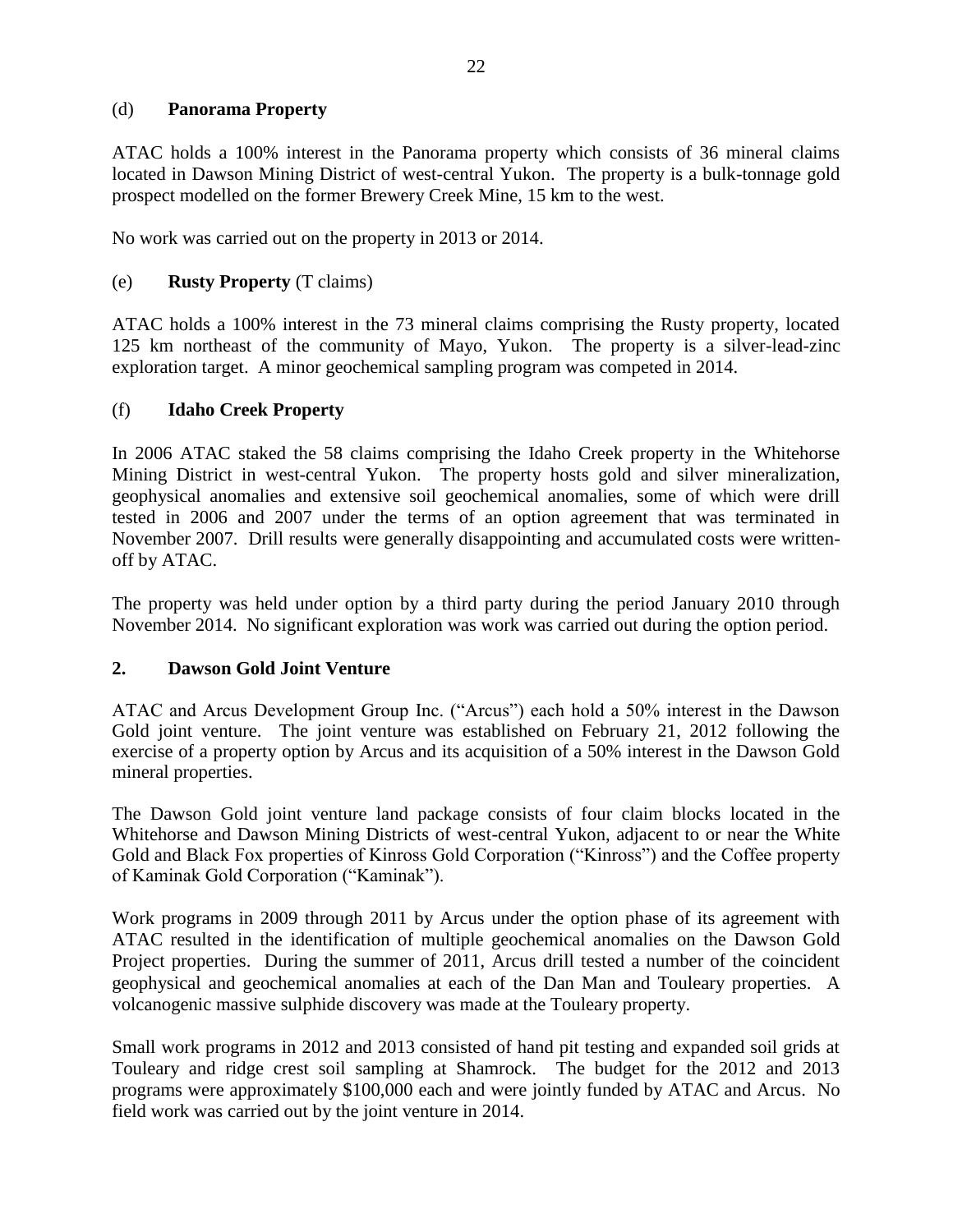(d) **Panorama Property**

ATAC holds a 100% interest in the Panorama property which consists of 36 mineral claims located in Dawson Mining District of west-central Yukon. The property is a bulk-tonnage gold prospect modelled on the former Brewery Creek Mine, 15 km to the west.

No work was carried out on the property in 2013 or 2014.

(e) **Rusty Property** (T claims)

ATAC holds a 100% interest in the 73 mineral claims comprising the Rusty property, located 125 km northeast of the community of Mayo, Yukon. The property is a silver-lead-zinc exploration target. A minor geochemical sampling program was competed in 2014.

(f) **Idaho Creek Property**

In 2006 ATAC staked the 58 claims comprising the Idaho Creek property in the Whitehorse Mining District in west-central Yukon. The property hosts gold and silver mineralization, geophysical anomalies and extensive soil geochemical anomalies, some of which were drill tested in 2006 and 2007 under the terms of an option agreement that was terminated in November 2007. Drill results were generally disappointing and accumulated costs were written-off by ATAC.

The property was held under option by a third party during the period January 2010 through November 2014. No significant exploration was work was carried out during the option period.

## 2. Dawson Gold Joint Venture

ATAC and Arcus Development Group Inc. ("Arcus") each hold a 50% interest in the Dawson Gold joint venture. The joint venture was established on February 21, 2012 following the exercise of a property option by Arcus and its acquisition of a 50% interest in the Dawson Gold mineral properties.

The Dawson Gold joint venture land package consists of four claim blocks located in the Whitehorse and Dawson Mining Districts of west-central Yukon, adjacent to or near the White Gold and Black Fox properties of Kinross Gold Corporation ("Kinross") and the Coffee property of Kaminak Gold Corporation ("Kaminak").

Work programs in 2009 through 2011 by Arcus under the option phase of its agreement with ATAC resulted in the identification of multiple geochemical anomalies on the Dawson Gold Project properties. During the summer of 2011, Arcus drill tested a number of the coincident geophysical and geochemical anomalies at each of the Dan Man and Touleary properties. A volcanogenic massive sulphide discovery was made at the Touleary property.

Small work programs in 2012 and 2013 consisted of hand pit testing and expanded soil grids at Touleary and ridge crest soil sampling at Shamrock. The budget for the 2012 and 2013 programs were approximately $100,000 each and were jointly funded by ATAC and Arcus. No field work was carried out by the joint venture in 2014.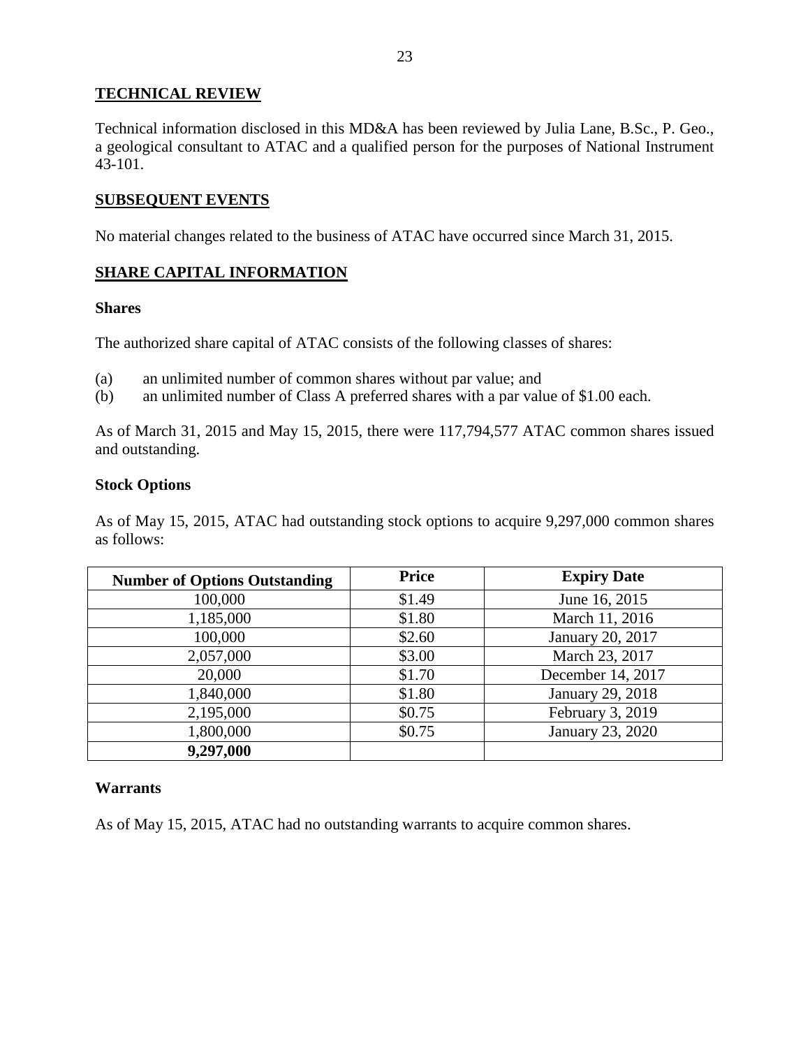## TECHNICAL REVIEW

Technical information disclosed in this MD&A has been reviewed by Julia Lane, B.Sc., P. Geo., a geological consultant to ATAC and a qualified person for the purposes of National Instrument 43-101.

## SUBSEQUENT EVENTS

No material changes related to the business of ATAC have occurred since March 31, 2015.

## SHARE CAPITAL INFORMATION

### Shares

The authorized share capital of ATAC consists of the following classes of shares:

(a) an unlimited number of common shares without par value; and
(b) an unlimited number of Class A preferred shares with a par value of $1.00 each.

As of March 31, 2015 and May 15, 2015, there were 117,794,577 ATAC common shares issued and outstanding.

### Stock Options

As of May 15, 2015, ATAC had outstanding stock options to acquire 9,297,000 common shares as follows:

| Number of Options Outstanding | Price | Expiry Date |
|---|---|---|
| 100,000 | $1.49 | June 16, 2015 |
| 1,185,000 | $1.80 | March 11, 2016 |
| 100,000 | $2.60 | January 20, 2017 |
| 2,057,000 | $3.00 | March 23, 2017 |
| 20,000 | $1.70 | December 14, 2017 |
| 1,840,000 | $1.80 | January 29, 2018 |
| 2,195,000 | $0.75 | February 3, 2019 |
| 1,800,000 | $0.75 | January 23, 2020 |
| **9,297,000** | | |

### Warrants

As of May 15, 2015, ATAC had no outstanding warrants to acquire common shares.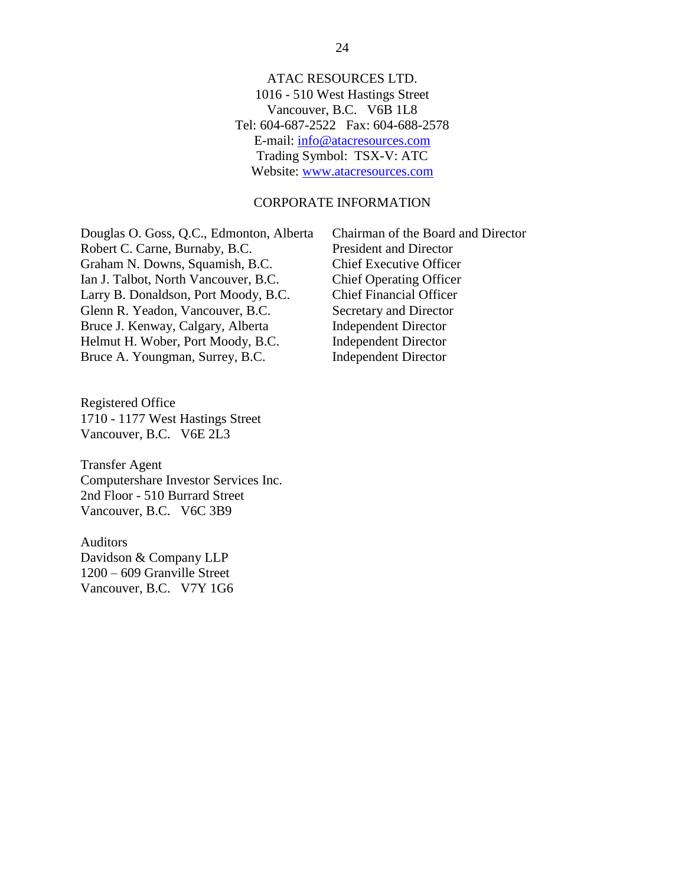ATAC RESOURCES LTD.
1016 - 510 West Hastings Street
Vancouver, B.C. V6B 1L8
Tel: 604-687-2522 Fax: 604-688-2578
E-mail: info@atacresources.com
Trading Symbol: TSX-V: ATC
Website: www.atacresources.com

## CORPORATE INFORMATION

| | |
|---|---|
| Douglas O. Goss, Q.C., Edmonton, Alberta | Chairman of the Board and Director |
| Robert C. Carne, Burnaby, B.C. | President and Director |
| Graham N. Downs, Squamish, B.C. | Chief Executive Officer |
| Ian J. Talbot, North Vancouver, B.C. | Chief Operating Officer |
| Larry B. Donaldson, Port Moody, B.C. | Chief Financial Officer |
| Glenn R. Yeadon, Vancouver, B.C. | Secretary and Director |
| Bruce J. Kenway, Calgary, Alberta | Independent Director |
| Helmut H. Wober, Port Moody, B.C. | Independent Director |
| Bruce A. Youngman, Surrey, B.C. | Independent Director |

Registered Office
1710 - 1177 West Hastings Street
Vancouver, B.C. V6E 2L3

Transfer Agent
Computershare Investor Services Inc.
2nd Floor - 510 Burrard Street
Vancouver, B.C. V6C 3B9

Auditors
Davidson & Company LLP
1200 – 609 Granville Street
Vancouver, B.C. V7Y 1G6